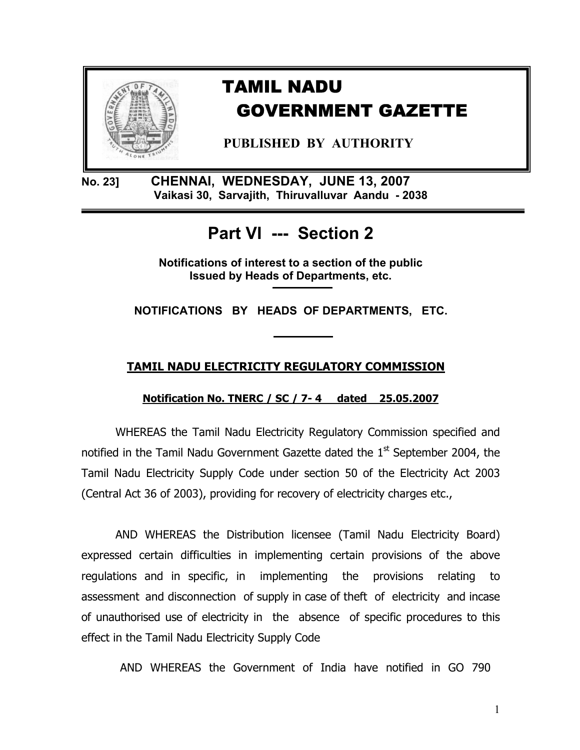# TAMIL NADU GOVERNMENT GAZETTE

**PUBLISHED BY AUTHORITY**

**No. 23] CHENNAI, WEDNESDAY, JUNE 13, 2007**
**Vaikasi 30, Sarvajith, Thiruvalluvar Aandu - 2038**

## Part VI --- Section 2

**Notifications of interest to a section of the public**
**Issued by Heads of Departments, etc.**

**NOTIFICATIONS BY HEADS OF DEPARTMENTS, ETC.**

### TAMIL NADU ELECTRICITY REGULATORY COMMISSION

**Notification No. TNERC / SC / 7- 4 dated 25.05.2007**

WHEREAS the Tamil Nadu Electricity Regulatory Commission specified and notified in the Tamil Nadu Government Gazette dated the 1st September 2004, the Tamil Nadu Electricity Supply Code under section 50 of the Electricity Act 2003 (Central Act 36 of 2003), providing for recovery of electricity charges etc.,

AND WHEREAS the Distribution licensee (Tamil Nadu Electricity Board) expressed certain difficulties in implementing certain provisions of the above regulations and in specific, in implementing the provisions relating to assessment and disconnection of supply in case of theft of electricity and incase of unauthorised use of electricity in the absence of specific procedures to this effect in the Tamil Nadu Electricity Supply Code

AND WHEREAS the Government of India have notified in GO 790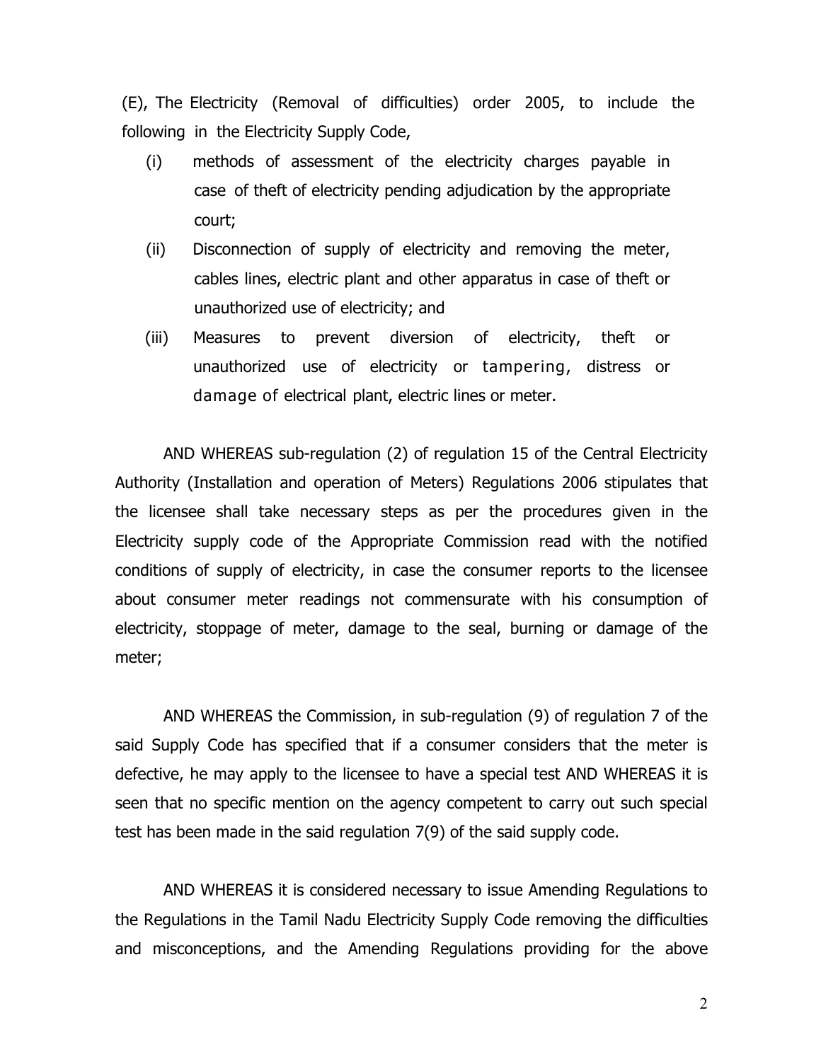(E), The Electricity (Removal of difficulties) order 2005, to include the following in the Electricity Supply Code,

(i) methods of assessment of the electricity charges payable in case of theft of electricity pending adjudication by the appropriate court;

(ii) Disconnection of supply of electricity and removing the meter, cables lines, electric plant and other apparatus in case of theft or unauthorized use of electricity; and

(iii) Measures to prevent diversion of electricity, theft or unauthorized use of electricity or tampering, distress or damage of electrical plant, electric lines or meter.

AND WHEREAS sub-regulation (2) of regulation 15 of the Central Electricity Authority (Installation and operation of Meters) Regulations 2006 stipulates that the licensee shall take necessary steps as per the procedures given in the Electricity supply code of the Appropriate Commission read with the notified conditions of supply of electricity, in case the consumer reports to the licensee about consumer meter readings not commensurate with his consumption of electricity, stoppage of meter, damage to the seal, burning or damage of the meter;

AND WHEREAS the Commission, in sub-regulation (9) of regulation 7 of the said Supply Code has specified that if a consumer considers that the meter is defective, he may apply to the licensee to have a special test AND WHEREAS it is seen that no specific mention on the agency competent to carry out such special test has been made in the said regulation 7(9) of the said supply code.

AND WHEREAS it is considered necessary to issue Amending Regulations to the Regulations in the Tamil Nadu Electricity Supply Code removing the difficulties and misconceptions, and the Amending Regulations providing for the above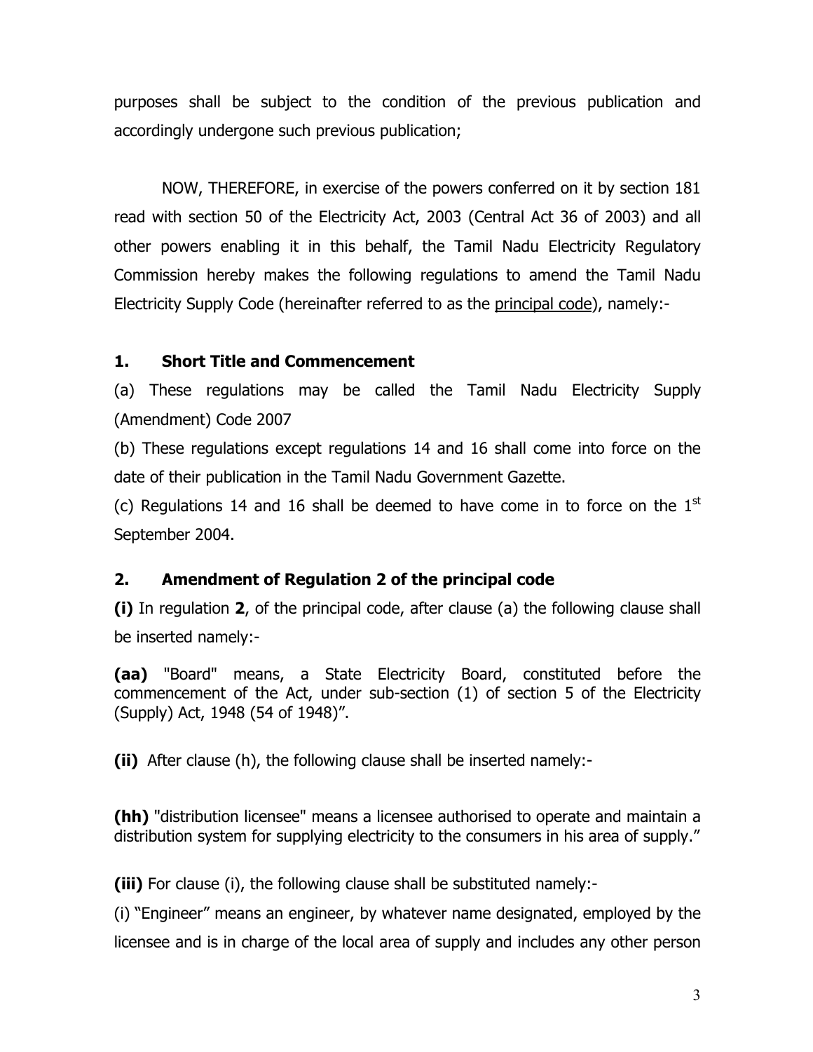purposes shall be subject to the condition of the previous publication and accordingly undergone such previous publication;

NOW, THEREFORE, in exercise of the powers conferred on it by section 181 read with section 50 of the Electricity Act, 2003 (Central Act 36 of 2003) and all other powers enabling it in this behalf, the Tamil Nadu Electricity Regulatory Commission hereby makes the following regulations to amend the Tamil Nadu Electricity Supply Code (hereinafter referred to as the <u>principal code</u>), namely:-

## 1. Short Title and Commencement

(a) These regulations may be called the Tamil Nadu Electricity Supply (Amendment) Code 2007

(b) These regulations except regulations 14 and 16 shall come into force on the date of their publication in the Tamil Nadu Government Gazette.

(c) Regulations 14 and 16 shall be deemed to have come in to force on the 1st September 2004.

## 2. Amendment of Regulation 2 of the principal code

**(i)** In regulation **2**, of the principal code, after clause (a) the following clause shall be inserted namely:-

**(aa)** "Board" means, a State Electricity Board, constituted before the commencement of the Act, under sub-section (1) of section 5 of the Electricity (Supply) Act, 1948 (54 of 1948)".

**(ii)** After clause (h), the following clause shall be inserted namely:-

**(hh)** "distribution licensee" means a licensee authorised to operate and maintain a distribution system for supplying electricity to the consumers in his area of supply."

**(iii)** For clause (i), the following clause shall be substituted namely:-

(i) "Engineer" means an engineer, by whatever name designated, employed by the licensee and is in charge of the local area of supply and includes any other person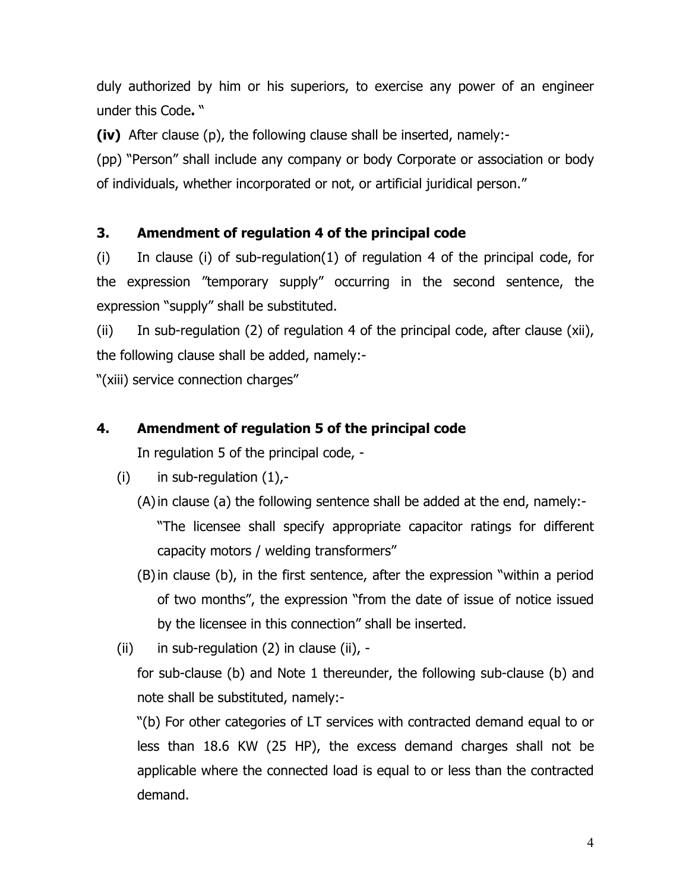duly authorized by him or his superiors, to exercise any power of an engineer under this Code**.** "

**(iv)** After clause (p), the following clause shall be inserted, namely:-

(pp) "Person" shall include any company or body Corporate or association or body of individuals, whether incorporated or not, or artificial juridical person."

## 3. Amendment of regulation 4 of the principal code

(i) In clause (i) of sub-regulation(1) of regulation 4 of the principal code, for the expression "temporary supply" occurring in the second sentence, the expression "supply" shall be substituted.

(ii) In sub-regulation (2) of regulation 4 of the principal code, after clause (xii), the following clause shall be added, namely:-

"(xiii) service connection charges"

## 4. Amendment of regulation 5 of the principal code

In regulation 5 of the principal code, -

(i) in sub-regulation (1),-

(A) in clause (a) the following sentence shall be added at the end, namely:-

"The licensee shall specify appropriate capacitor ratings for different capacity motors / welding transformers"

(B) in clause (b), in the first sentence, after the expression "within a period of two months", the expression "from the date of issue of notice issued by the licensee in this connection" shall be inserted.

(ii) in sub-regulation (2) in clause (ii), -

for sub-clause (b) and Note 1 thereunder, the following sub-clause (b) and note shall be substituted, namely:-

"(b) For other categories of LT services with contracted demand equal to or less than 18.6 KW (25 HP), the excess demand charges shall not be applicable where the connected load is equal to or less than the contracted demand.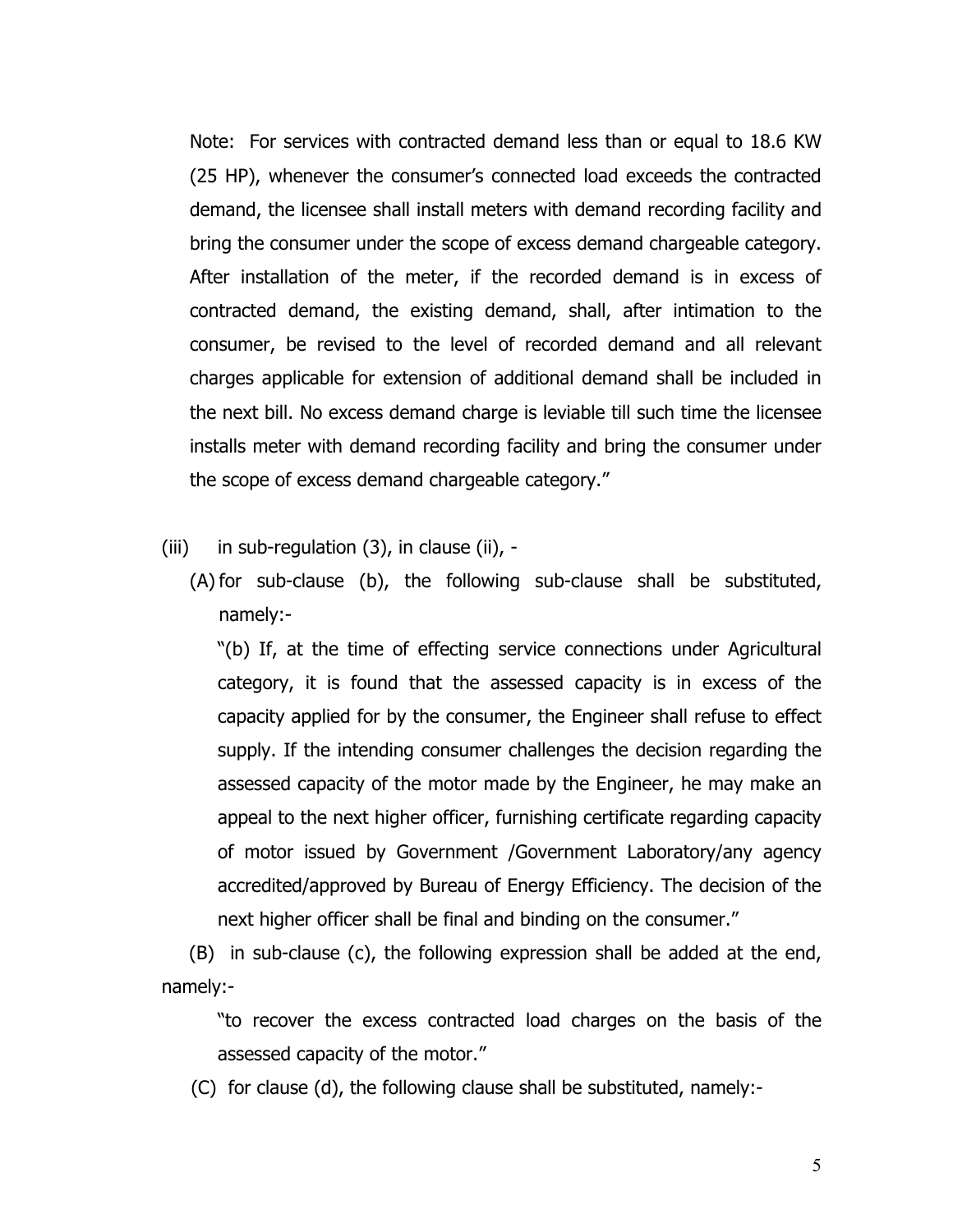Note: For services with contracted demand less than or equal to 18.6 KW (25 HP), whenever the consumer's connected load exceeds the contracted demand, the licensee shall install meters with demand recording facility and bring the consumer under the scope of excess demand chargeable category. After installation of the meter, if the recorded demand is in excess of contracted demand, the existing demand, shall, after intimation to the consumer, be revised to the level of recorded demand and all relevant charges applicable for extension of additional demand shall be included in the next bill. No excess demand charge is leviable till such time the licensee installs meter with demand recording facility and bring the consumer under the scope of excess demand chargeable category."

(iii) in sub-regulation (3), in clause (ii), -

(A) for sub-clause (b), the following sub-clause shall be substituted, namely:-

"(b) If, at the time of effecting service connections under Agricultural category, it is found that the assessed capacity is in excess of the capacity applied for by the consumer, the Engineer shall refuse to effect supply. If the intending consumer challenges the decision regarding the assessed capacity of the motor made by the Engineer, he may make an appeal to the next higher officer, furnishing certificate regarding capacity of motor issued by Government /Government Laboratory/any agency accredited/approved by Bureau of Energy Efficiency. The decision of the next higher officer shall be final and binding on the consumer."

(B) in sub-clause (c), the following expression shall be added at the end, namely:-

"to recover the excess contracted load charges on the basis of the assessed capacity of the motor."

(C) for clause (d), the following clause shall be substituted, namely:-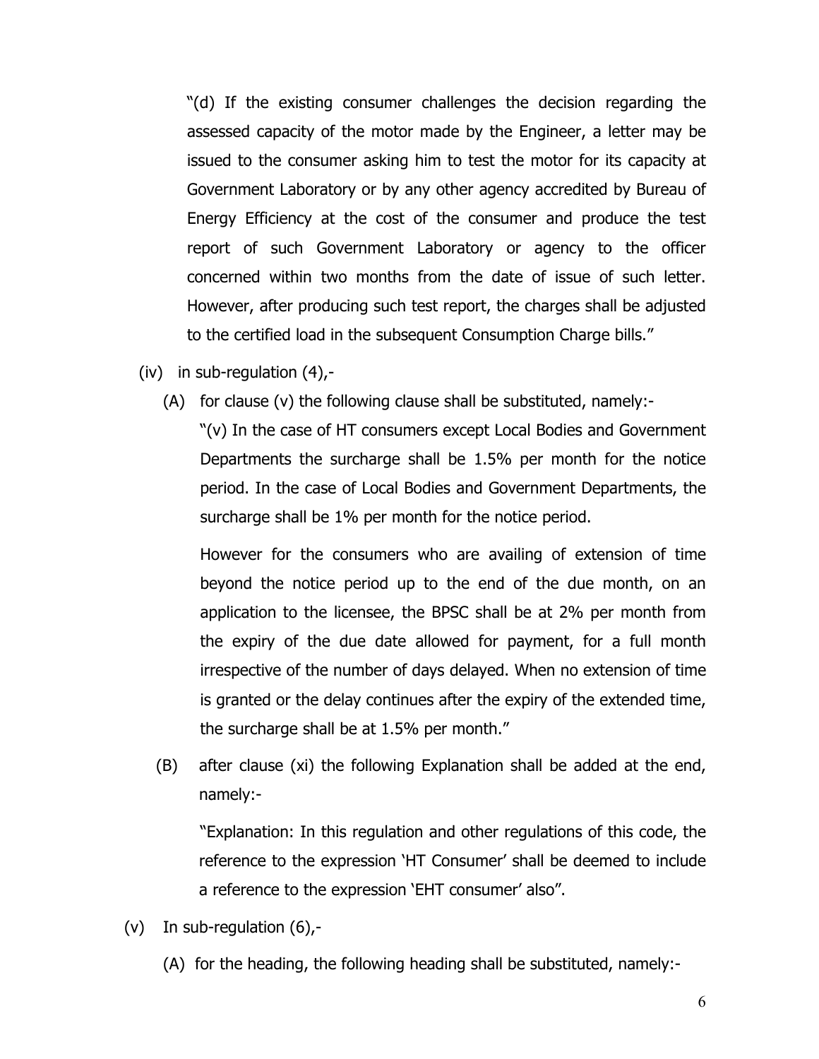"(d) If the existing consumer challenges the decision regarding the assessed capacity of the motor made by the Engineer, a letter may be issued to the consumer asking him to test the motor for its capacity at Government Laboratory or by any other agency accredited by Bureau of Energy Efficiency at the cost of the consumer and produce the test report of such Government Laboratory or agency to the officer concerned within two months from the date of issue of such letter. However, after producing such test report, the charges shall be adjusted to the certified load in the subsequent Consumption Charge bills."

(iv) in sub-regulation (4),-

(A) for clause (v) the following clause shall be substituted, namely:-

"(v) In the case of HT consumers except Local Bodies and Government Departments the surcharge shall be 1.5% per month for the notice period. In the case of Local Bodies and Government Departments, the surcharge shall be 1% per month for the notice period.

However for the consumers who are availing of extension of time beyond the notice period up to the end of the due month, on an application to the licensee, the BPSC shall be at 2% per month from the expiry of the due date allowed for payment, for a full month irrespective of the number of days delayed. When no extension of time is granted or the delay continues after the expiry of the extended time, the surcharge shall be at 1.5% per month."

(B) after clause (xi) the following Explanation shall be added at the end, namely:-

"Explanation: In this regulation and other regulations of this code, the reference to the expression 'HT Consumer' shall be deemed to include a reference to the expression 'EHT consumer' also".

(v) In sub-regulation (6),-

(A) for the heading, the following heading shall be substituted, namely:-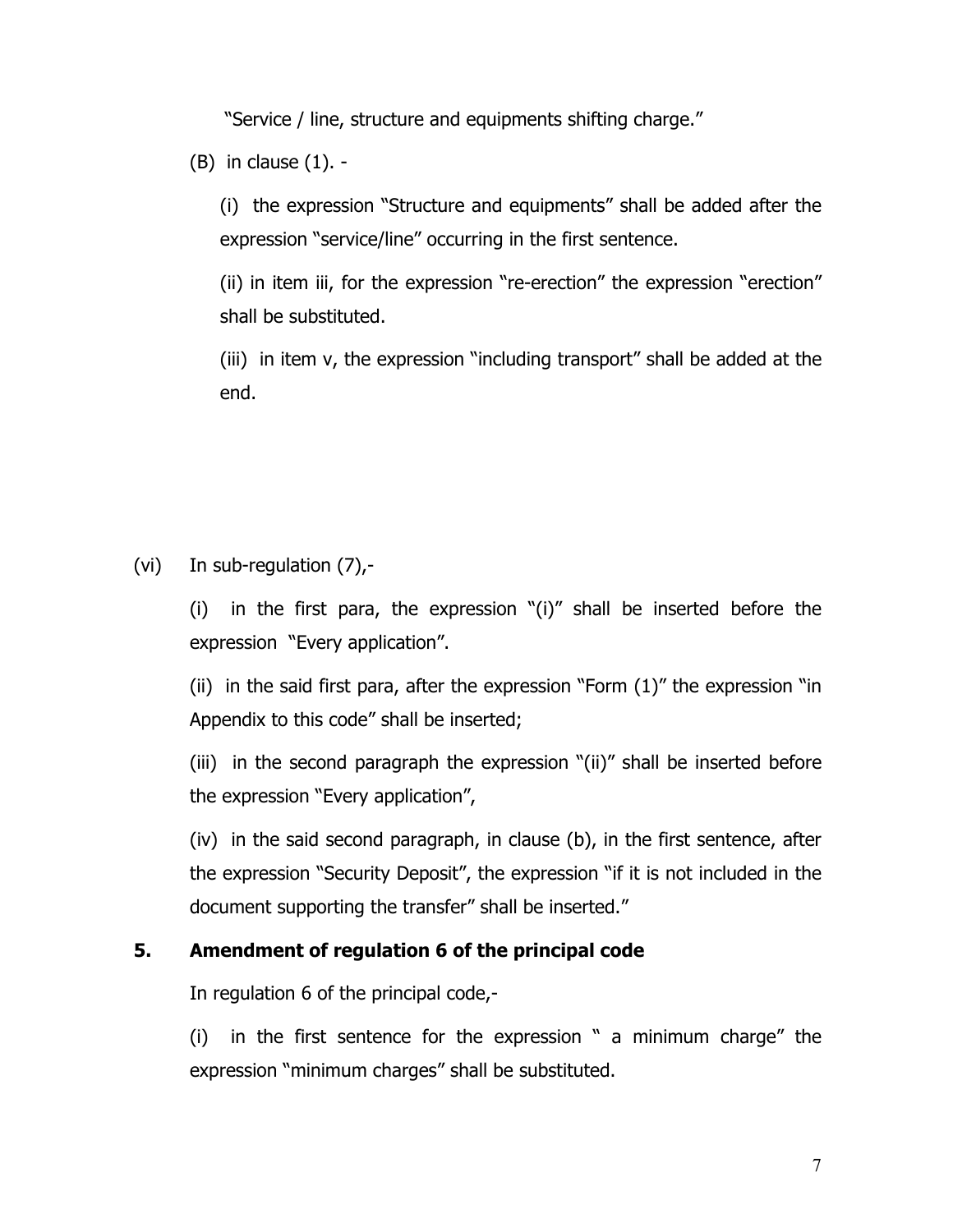"Service / line, structure and equipments shifting charge."

(B) in clause (1). -

(i) the expression "Structure and equipments" shall be added after the expression "service/line" occurring in the first sentence.

(ii) in item iii, for the expression "re-erection" the expression "erection" shall be substituted.

(iii) in item v, the expression "including transport" shall be added at the end.

(vi) In sub-regulation (7),-

(i) in the first para, the expression "(i)" shall be inserted before the expression "Every application".

(ii) in the said first para, after the expression "Form (1)" the expression "in Appendix to this code" shall be inserted;

(iii) in the second paragraph the expression "(ii)" shall be inserted before the expression "Every application",

(iv) in the said second paragraph, in clause (b), in the first sentence, after the expression "Security Deposit", the expression "if it is not included in the document supporting the transfer" shall be inserted."

**5. Amendment of regulation 6 of the principal code**

In regulation 6 of the principal code,-

(i) in the first sentence for the expression " a minimum charge" the expression "minimum charges" shall be substituted.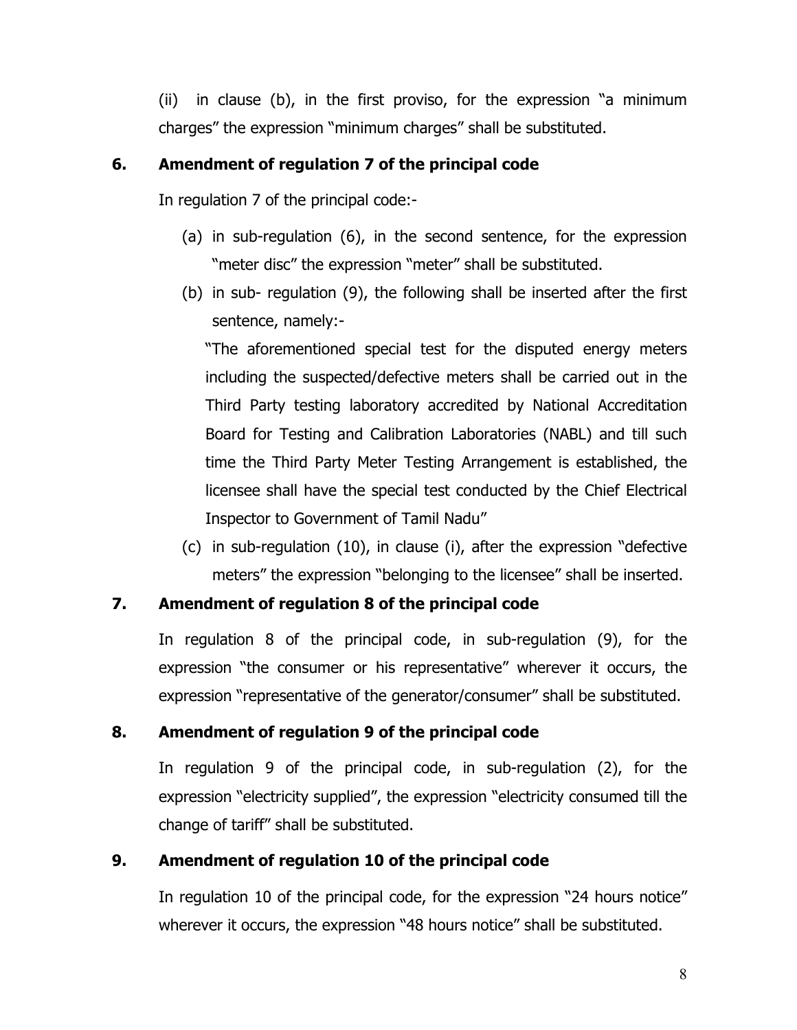(ii) in clause (b), in the first proviso, for the expression "a minimum charges" the expression "minimum charges" shall be substituted.

## 6. Amendment of regulation 7 of the principal code

In regulation 7 of the principal code:-

(a) in sub-regulation (6), in the second sentence, for the expression "meter disc" the expression "meter" shall be substituted.

(b) in sub- regulation (9), the following shall be inserted after the first sentence, namely:-

"The aforementioned special test for the disputed energy meters including the suspected/defective meters shall be carried out in the Third Party testing laboratory accredited by National Accreditation Board for Testing and Calibration Laboratories (NABL) and till such time the Third Party Meter Testing Arrangement is established, the licensee shall have the special test conducted by the Chief Electrical Inspector to Government of Tamil Nadu"

(c) in sub-regulation (10), in clause (i), after the expression "defective meters" the expression "belonging to the licensee" shall be inserted.

## 7. Amendment of regulation 8 of the principal code

In regulation 8 of the principal code, in sub-regulation (9), for the expression "the consumer or his representative" wherever it occurs, the expression "representative of the generator/consumer" shall be substituted.

## 8. Amendment of regulation 9 of the principal code

In regulation 9 of the principal code, in sub-regulation (2), for the expression "electricity supplied", the expression "electricity consumed till the change of tariff" shall be substituted.

## 9. Amendment of regulation 10 of the principal code

In regulation 10 of the principal code, for the expression "24 hours notice" wherever it occurs, the expression "48 hours notice" shall be substituted.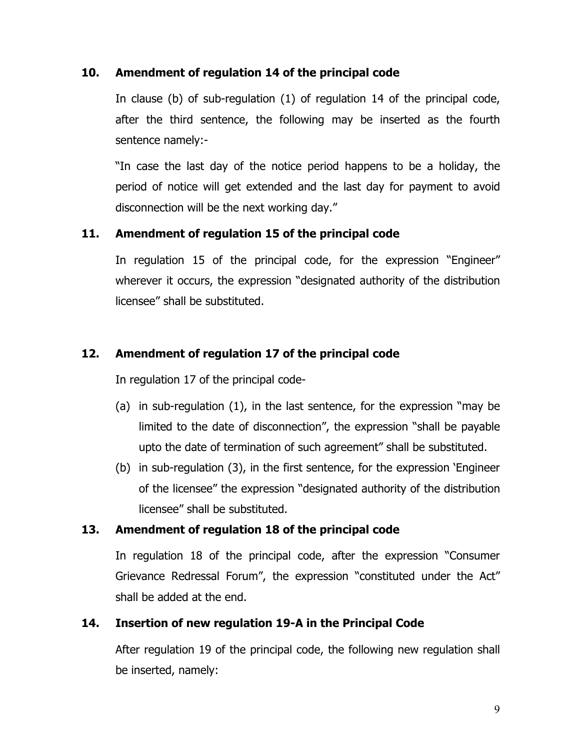**10. Amendment of regulation 14 of the principal code**

In clause (b) of sub-regulation (1) of regulation 14 of the principal code, after the third sentence, the following may be inserted as the fourth sentence namely:-

"In case the last day of the notice period happens to be a holiday, the period of notice will get extended and the last day for payment to avoid disconnection will be the next working day."

**11. Amendment of regulation 15 of the principal code**

In regulation 15 of the principal code, for the expression "Engineer" wherever it occurs, the expression "designated authority of the distribution licensee" shall be substituted.

**12. Amendment of regulation 17 of the principal code**

In regulation 17 of the principal code-

(a) in sub-regulation (1), in the last sentence, for the expression "may be limited to the date of disconnection", the expression "shall be payable upto the date of termination of such agreement" shall be substituted.

(b) in sub-regulation (3), in the first sentence, for the expression 'Engineer of the licensee" the expression "designated authority of the distribution licensee" shall be substituted.

**13. Amendment of regulation 18 of the principal code**

In regulation 18 of the principal code, after the expression "Consumer Grievance Redressal Forum", the expression "constituted under the Act" shall be added at the end.

**14. Insertion of new regulation 19-A in the Principal Code**

After regulation 19 of the principal code, the following new regulation shall be inserted, namely: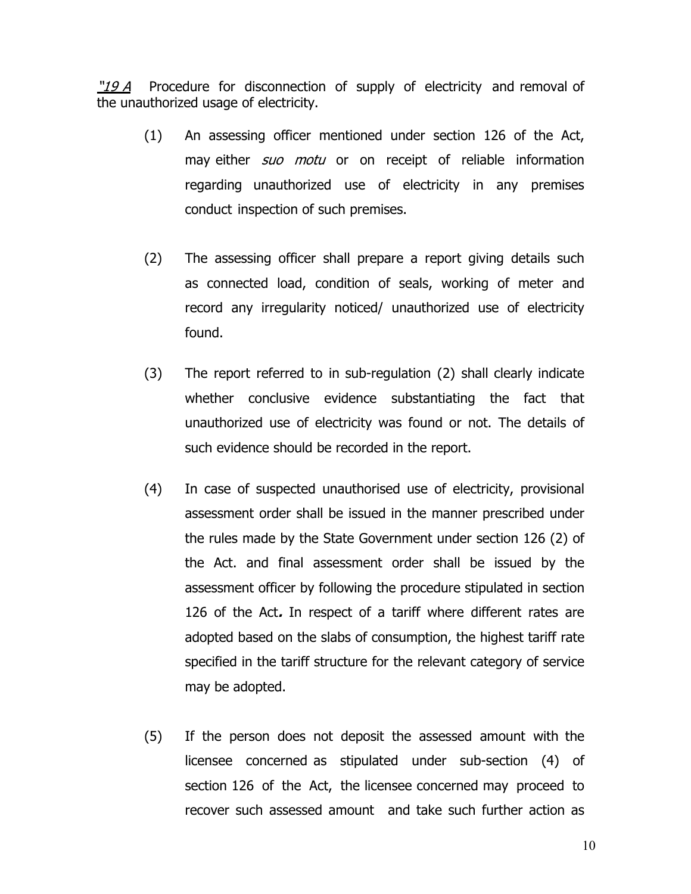*"19 A* Procedure for disconnection of supply of electricity and removal of the unauthorized usage of electricity.

(1) An assessing officer mentioned under section 126 of the Act, may either *suo motu* or on receipt of reliable information regarding unauthorized use of electricity in any premises conduct inspection of such premises.

(2) The assessing officer shall prepare a report giving details such as connected load, condition of seals, working of meter and record any irregularity noticed/ unauthorized use of electricity found.

(3) The report referred to in sub-regulation (2) shall clearly indicate whether conclusive evidence substantiating the fact that unauthorized use of electricity was found or not. The details of such evidence should be recorded in the report.

(4) In case of suspected unauthorised use of electricity, provisional assessment order shall be issued in the manner prescribed under the rules made by the State Government under section 126 (2) of the Act. and final assessment order shall be issued by the assessment officer by following the procedure stipulated in section 126 of the Act**.** In respect of a tariff where different rates are adopted based on the slabs of consumption, the highest tariff rate specified in the tariff structure for the relevant category of service may be adopted.

(5) If the person does not deposit the assessed amount with the licensee concerned as stipulated under sub-section (4) of section 126 of the Act, the licensee concerned may proceed to recover such assessed amount and take such further action as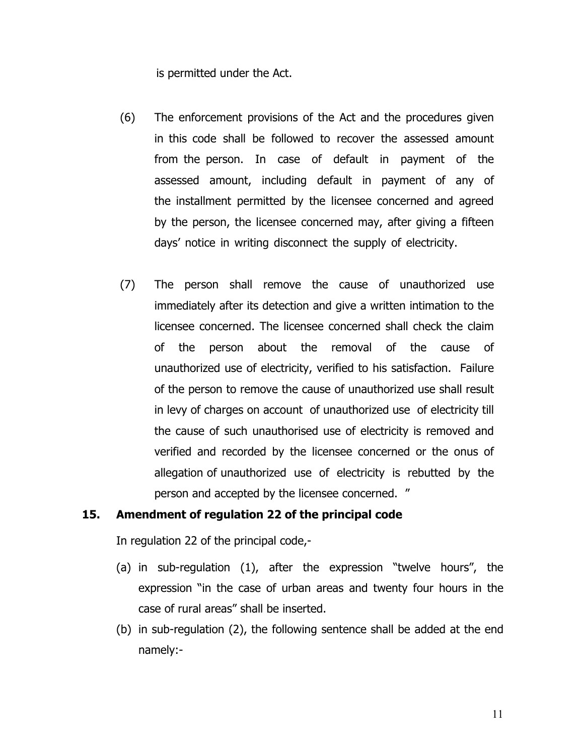is permitted under the Act.

(6) The enforcement provisions of the Act and the procedures given in this code shall be followed to recover the assessed amount from the person. In case of default in payment of the assessed amount, including default in payment of any of the installment permitted by the licensee concerned and agreed by the person, the licensee concerned may, after giving a fifteen days' notice in writing disconnect the supply of electricity.

(7) The person shall remove the cause of unauthorized use immediately after its detection and give a written intimation to the licensee concerned. The licensee concerned shall check the claim of the person about the removal of the cause of unauthorized use of electricity, verified to his satisfaction. Failure of the person to remove the cause of unauthorized use shall result in levy of charges on account of unauthorized use of electricity till the cause of such unauthorised use of electricity is removed and verified and recorded by the licensee concerned or the onus of allegation of unauthorized use of electricity is rebutted by the person and accepted by the licensee concerned. "

**15. Amendment of regulation 22 of the principal code**

In regulation 22 of the principal code,-

(a) in sub-regulation (1), after the expression "twelve hours", the expression "in the case of urban areas and twenty four hours in the case of rural areas" shall be inserted.

(b) in sub-regulation (2), the following sentence shall be added at the end namely:-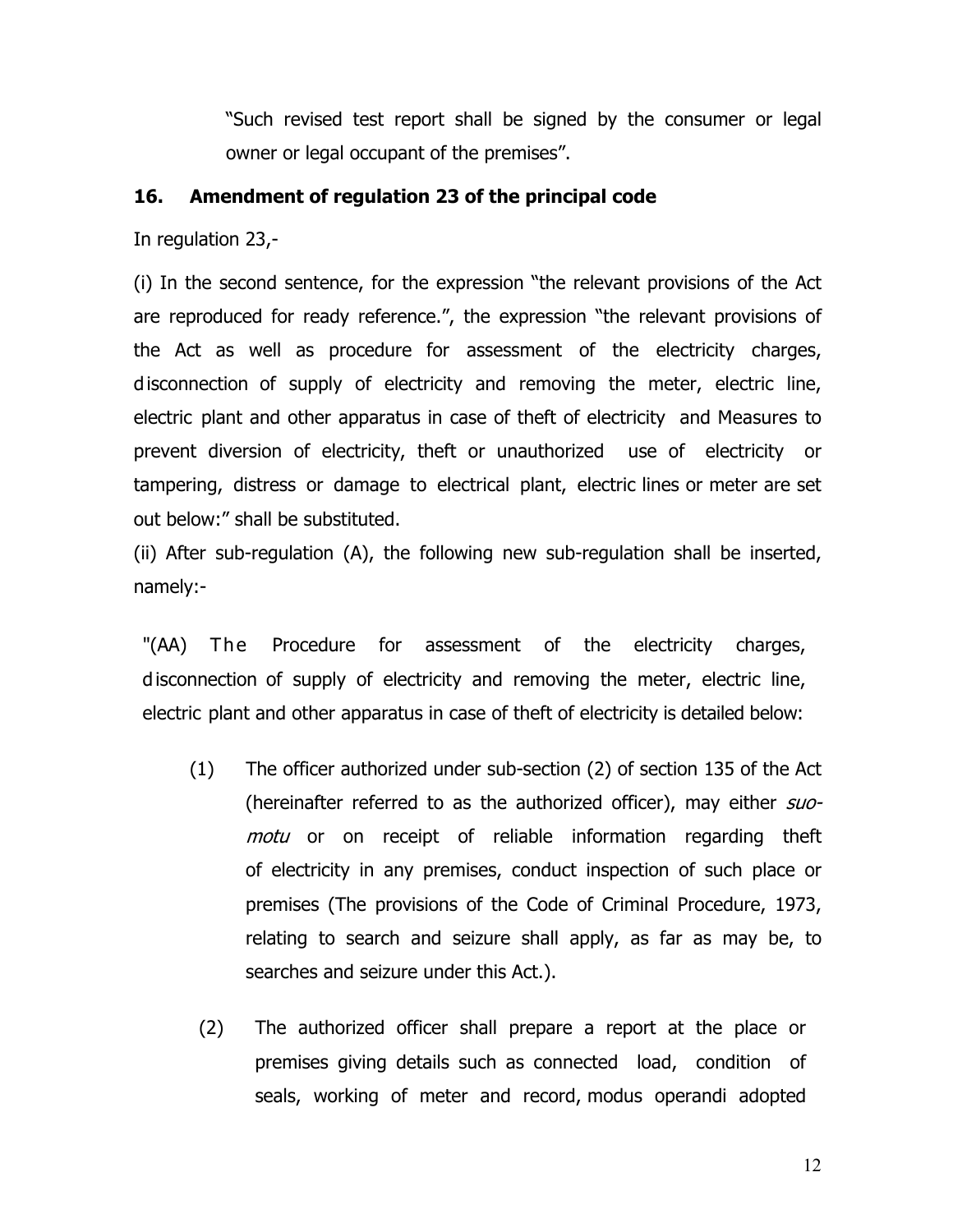"Such revised test report shall be signed by the consumer or legal owner or legal occupant of the premises".

**16. Amendment of regulation 23 of the principal code**

In regulation 23,-

(i) In the second sentence, for the expression "the relevant provisions of the Act are reproduced for ready reference.", the expression "the relevant provisions of the Act as well as procedure for assessment of the electricity charges, disconnection of supply of electricity and removing the meter, electric line, electric plant and other apparatus in case of theft of electricity and Measures to prevent diversion of electricity, theft or unauthorized use of electricity or tampering, distress or damage to electrical plant, electric lines or meter are set out below:" shall be substituted.

(ii) After sub-regulation (A), the following new sub-regulation shall be inserted, namely:-

"(AA) The Procedure for assessment of the electricity charges, disconnection of supply of electricity and removing the meter, electric line, electric plant and other apparatus in case of theft of electricity is detailed below:

(1) The officer authorized under sub-section (2) of section 135 of the Act (hereinafter referred to as the authorized officer), may either *suo-motu* or on receipt of reliable information regarding theft of electricity in any premises, conduct inspection of such place or premises (The provisions of the Code of Criminal Procedure, 1973, relating to search and seizure shall apply, as far as may be, to searches and seizure under this Act.).

(2) The authorized officer shall prepare a report at the place or premises giving details such as connected load, condition of seals, working of meter and record, modus operandi adopted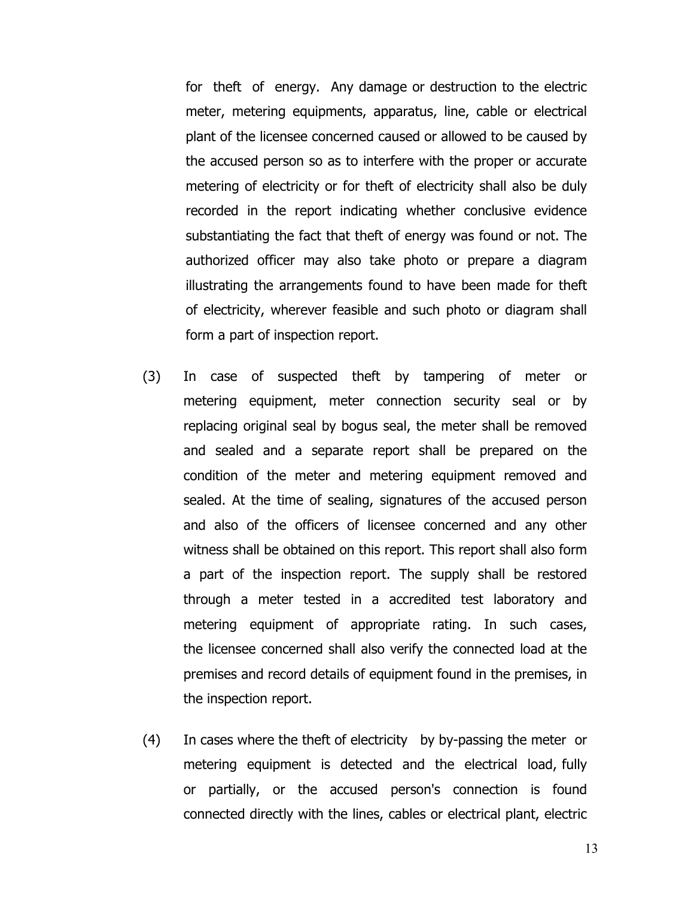for theft of energy. Any damage or destruction to the electric meter, metering equipments, apparatus, line, cable or electrical plant of the licensee concerned caused or allowed to be caused by the accused person so as to interfere with the proper or accurate metering of electricity or for theft of electricity shall also be duly recorded in the report indicating whether conclusive evidence substantiating the fact that theft of energy was found or not. The authorized officer may also take photo or prepare a diagram illustrating the arrangements found to have been made for theft of electricity, wherever feasible and such photo or diagram shall form a part of inspection report.

(3) In case of suspected theft by tampering of meter or metering equipment, meter connection security seal or by replacing original seal by bogus seal, the meter shall be removed and sealed and a separate report shall be prepared on the condition of the meter and metering equipment removed and sealed. At the time of sealing, signatures of the accused person and also of the officers of licensee concerned and any other witness shall be obtained on this report. This report shall also form a part of the inspection report. The supply shall be restored through a meter tested in a accredited test laboratory and metering equipment of appropriate rating. In such cases, the licensee concerned shall also verify the connected load at the premises and record details of equipment found in the premises, in the inspection report.

(4) In cases where the theft of electricity by by-passing the meter or metering equipment is detected and the electrical load, fully or partially, or the accused person's connection is found connected directly with the lines, cables or electrical plant, electric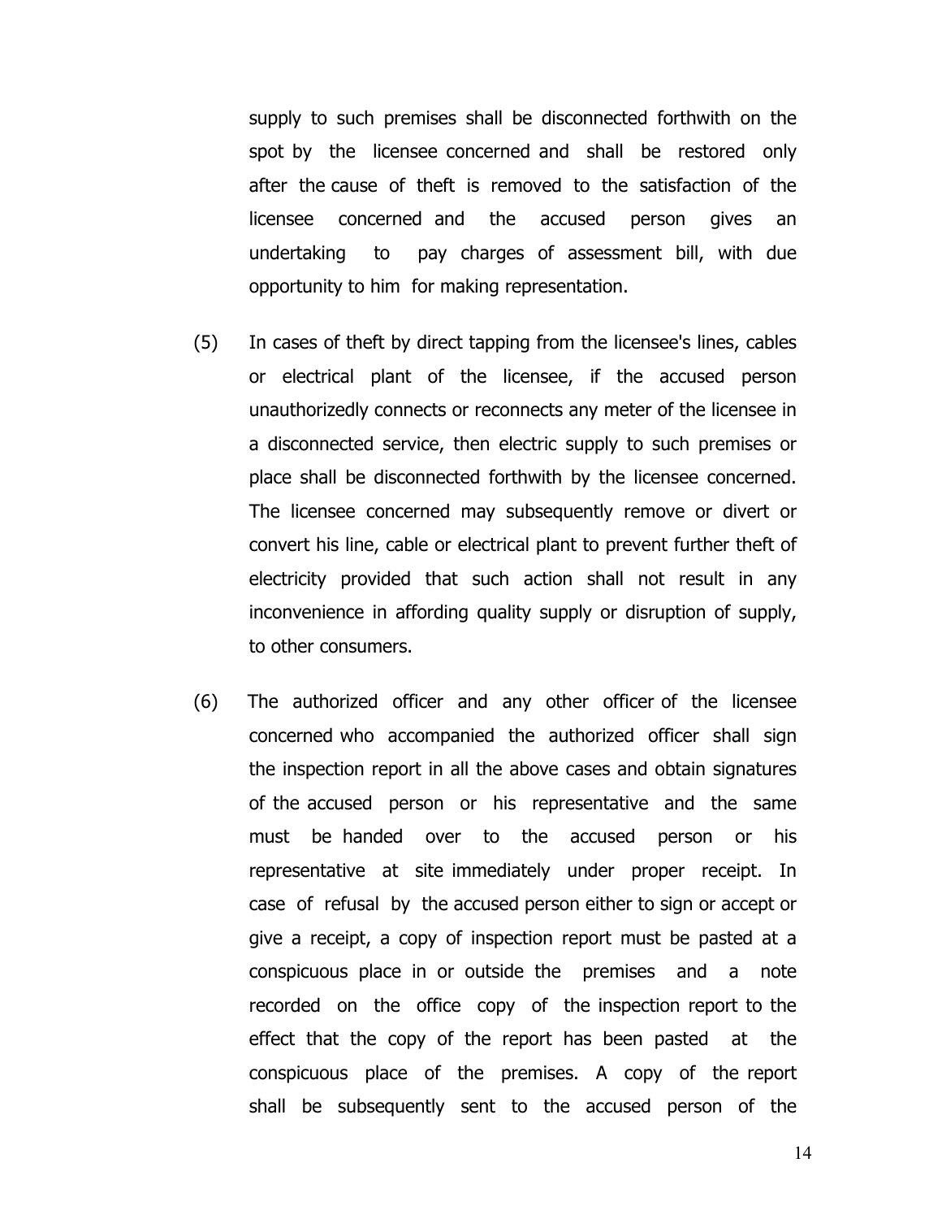supply to such premises shall be disconnected forthwith on the spot by the licensee concerned and shall be restored only after the cause of theft is removed to the satisfaction of the licensee concerned and the accused person gives an undertaking to pay charges of assessment bill, with due opportunity to him for making representation.

(5) In cases of theft by direct tapping from the licensee's lines, cables or electrical plant of the licensee, if the accused person unauthorizedly connects or reconnects any meter of the licensee in a disconnected service, then electric supply to such premises or place shall be disconnected forthwith by the licensee concerned. The licensee concerned may subsequently remove or divert or convert his line, cable or electrical plant to prevent further theft of electricity provided that such action shall not result in any inconvenience in affording quality supply or disruption of supply, to other consumers.

(6) The authorized officer and any other officer of the licensee concerned who accompanied the authorized officer shall sign the inspection report in all the above cases and obtain signatures of the accused person or his representative and the same must be handed over to the accused person or his representative at site immediately under proper receipt. In case of refusal by the accused person either to sign or accept or give a receipt, a copy of inspection report must be pasted at a conspicuous place in or outside the premises and a note recorded on the office copy of the inspection report to the effect that the copy of the report has been pasted at the conspicuous place of the premises. A copy of the report shall be subsequently sent to the accused person of the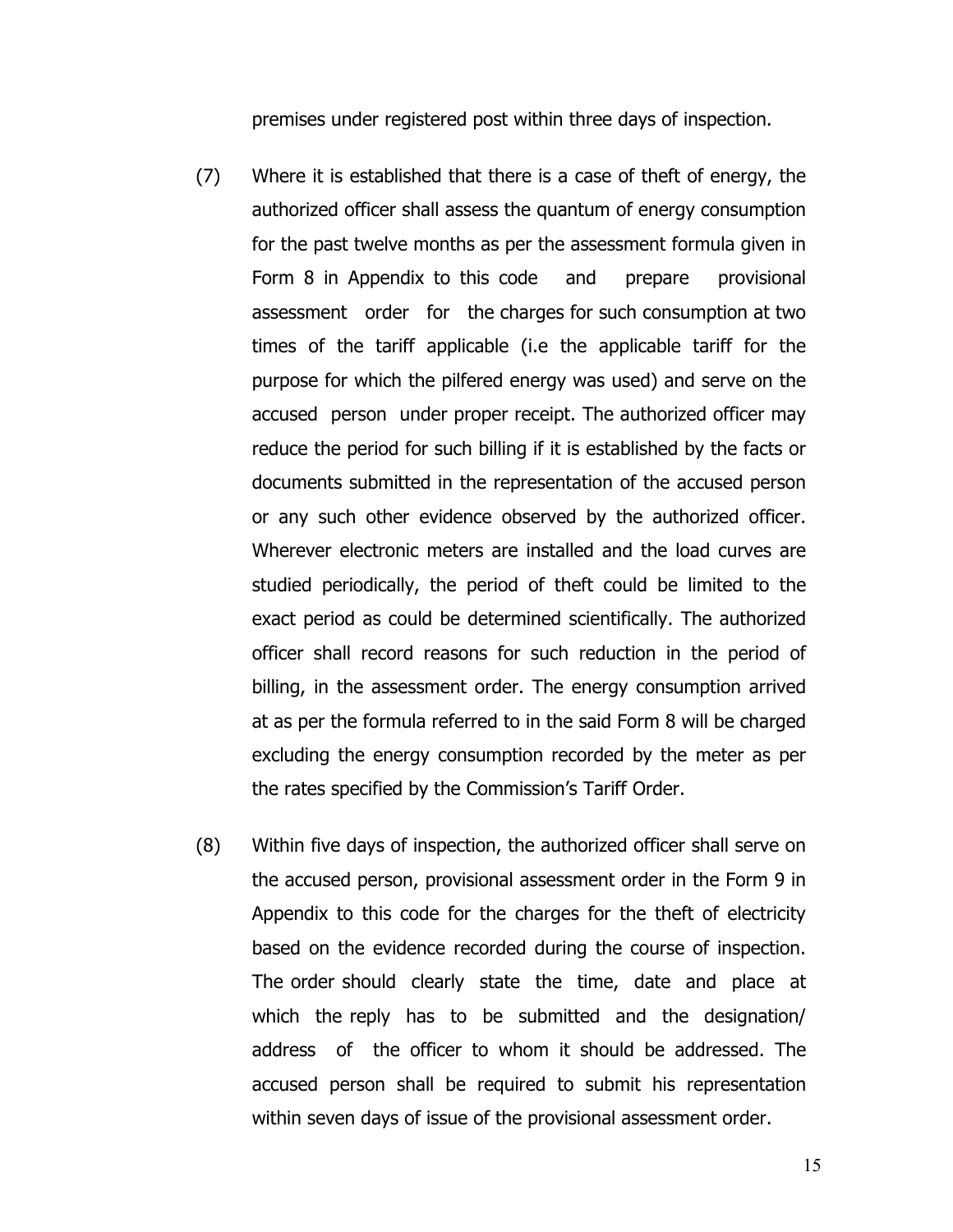premises under registered post within three days of inspection.

(7) Where it is established that there is a case of theft of energy, the authorized officer shall assess the quantum of energy consumption for the past twelve months as per the assessment formula given in Form 8 in Appendix to this code and prepare provisional assessment order for the charges for such consumption at two times of the tariff applicable (i.e the applicable tariff for the purpose for which the pilfered energy was used) and serve on the accused person under proper receipt. The authorized officer may reduce the period for such billing if it is established by the facts or documents submitted in the representation of the accused person or any such other evidence observed by the authorized officer. Wherever electronic meters are installed and the load curves are studied periodically, the period of theft could be limited to the exact period as could be determined scientifically. The authorized officer shall record reasons for such reduction in the period of billing, in the assessment order. The energy consumption arrived at as per the formula referred to in the said Form 8 will be charged excluding the energy consumption recorded by the meter as per the rates specified by the Commission's Tariff Order.

(8) Within five days of inspection, the authorized officer shall serve on the accused person, provisional assessment order in the Form 9 in Appendix to this code for the charges for the theft of electricity based on the evidence recorded during the course of inspection. The order should clearly state the time, date and place at which the reply has to be submitted and the designation/ address of the officer to whom it should be addressed. The accused person shall be required to submit his representation within seven days of issue of the provisional assessment order.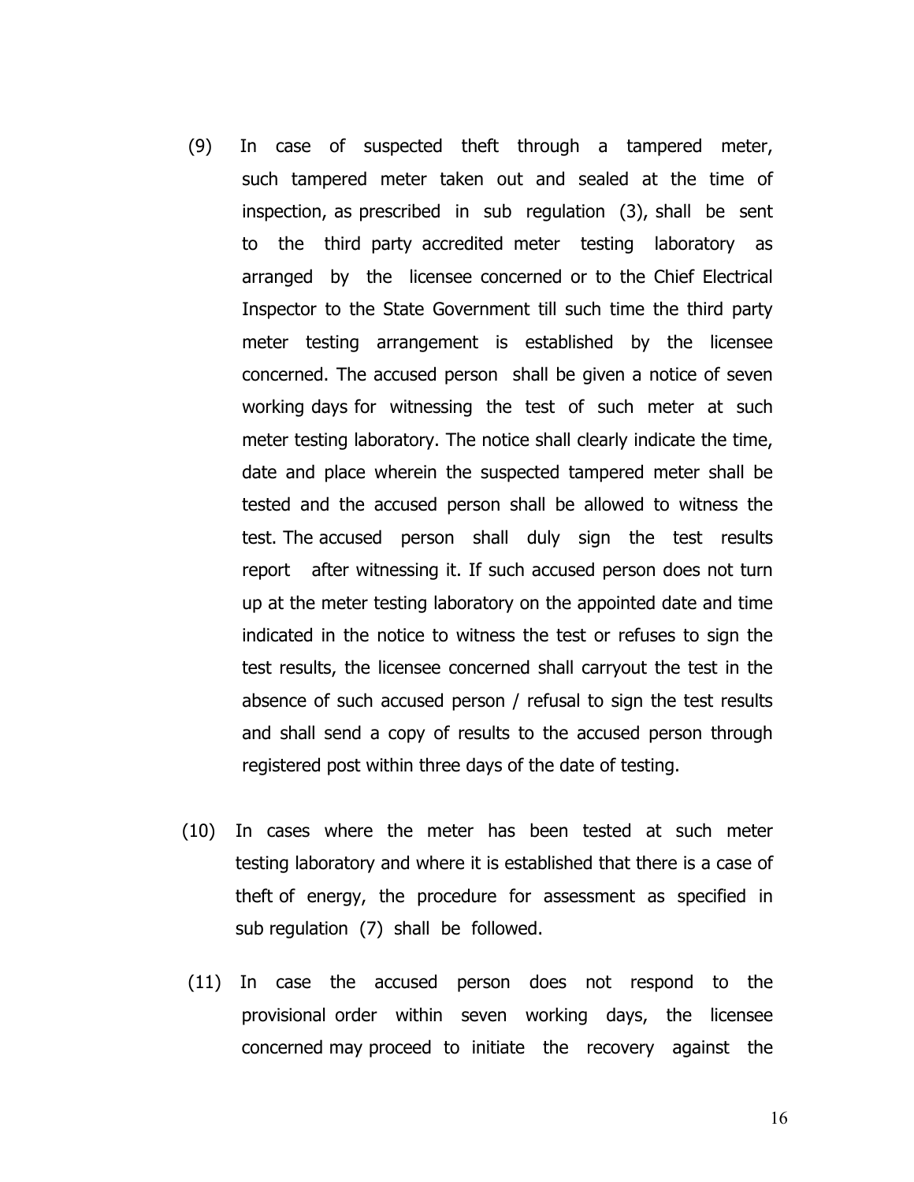(9) In case of suspected theft through a tampered meter, such tampered meter taken out and sealed at the time of inspection, as prescribed in sub regulation (3), shall be sent to the third party accredited meter testing laboratory as arranged by the licensee concerned or to the Chief Electrical Inspector to the State Government till such time the third party meter testing arrangement is established by the licensee concerned. The accused person shall be given a notice of seven working days for witnessing the test of such meter at such meter testing laboratory. The notice shall clearly indicate the time, date and place wherein the suspected tampered meter shall be tested and the accused person shall be allowed to witness the test. The accused person shall duly sign the test results report after witnessing it. If such accused person does not turn up at the meter testing laboratory on the appointed date and time indicated in the notice to witness the test or refuses to sign the test results, the licensee concerned shall carryout the test in the absence of such accused person / refusal to sign the test results and shall send a copy of results to the accused person through registered post within three days of the date of testing.

(10) In cases where the meter has been tested at such meter testing laboratory and where it is established that there is a case of theft of energy, the procedure for assessment as specified in sub regulation (7) shall be followed.

(11) In case the accused person does not respond to the provisional order within seven working days, the licensee concerned may proceed to initiate the recovery against the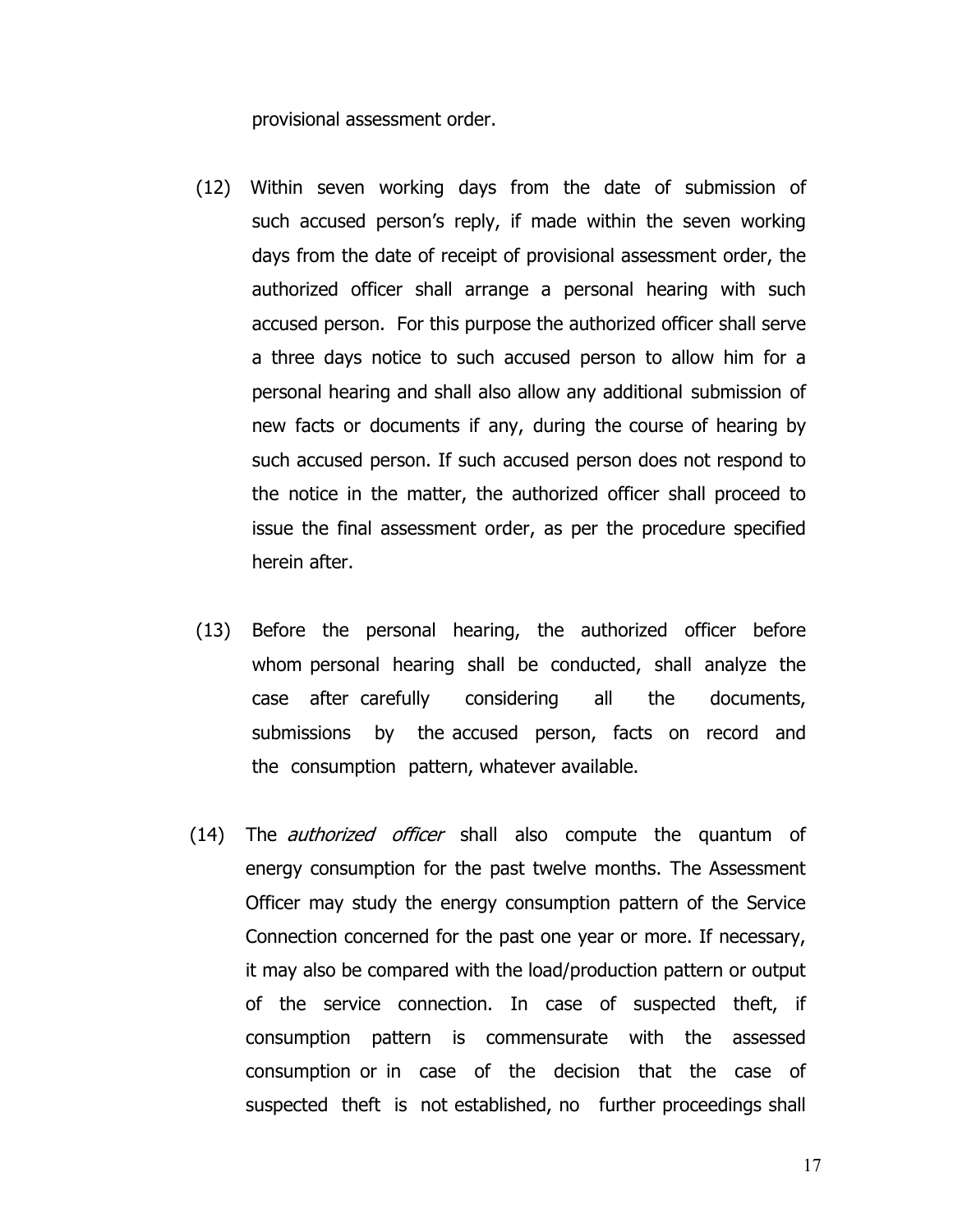provisional assessment order.

(12) Within seven working days from the date of submission of such accused person's reply, if made within the seven working days from the date of receipt of provisional assessment order, the authorized officer shall arrange a personal hearing with such accused person. For this purpose the authorized officer shall serve a three days notice to such accused person to allow him for a personal hearing and shall also allow any additional submission of new facts or documents if any, during the course of hearing by such accused person. If such accused person does not respond to the notice in the matter, the authorized officer shall proceed to issue the final assessment order, as per the procedure specified herein after.

(13) Before the personal hearing, the authorized officer before whom personal hearing shall be conducted, shall analyze the case after carefully considering all the documents, submissions by the accused person, facts on record and the consumption pattern, whatever available.

(14) The *authorized officer* shall also compute the quantum of energy consumption for the past twelve months. The Assessment Officer may study the energy consumption pattern of the Service Connection concerned for the past one year or more. If necessary, it may also be compared with the load/production pattern or output of the service connection. In case of suspected theft, if consumption pattern is commensurate with the assessed consumption or in case of the decision that the case of suspected theft is not established, no further proceedings shall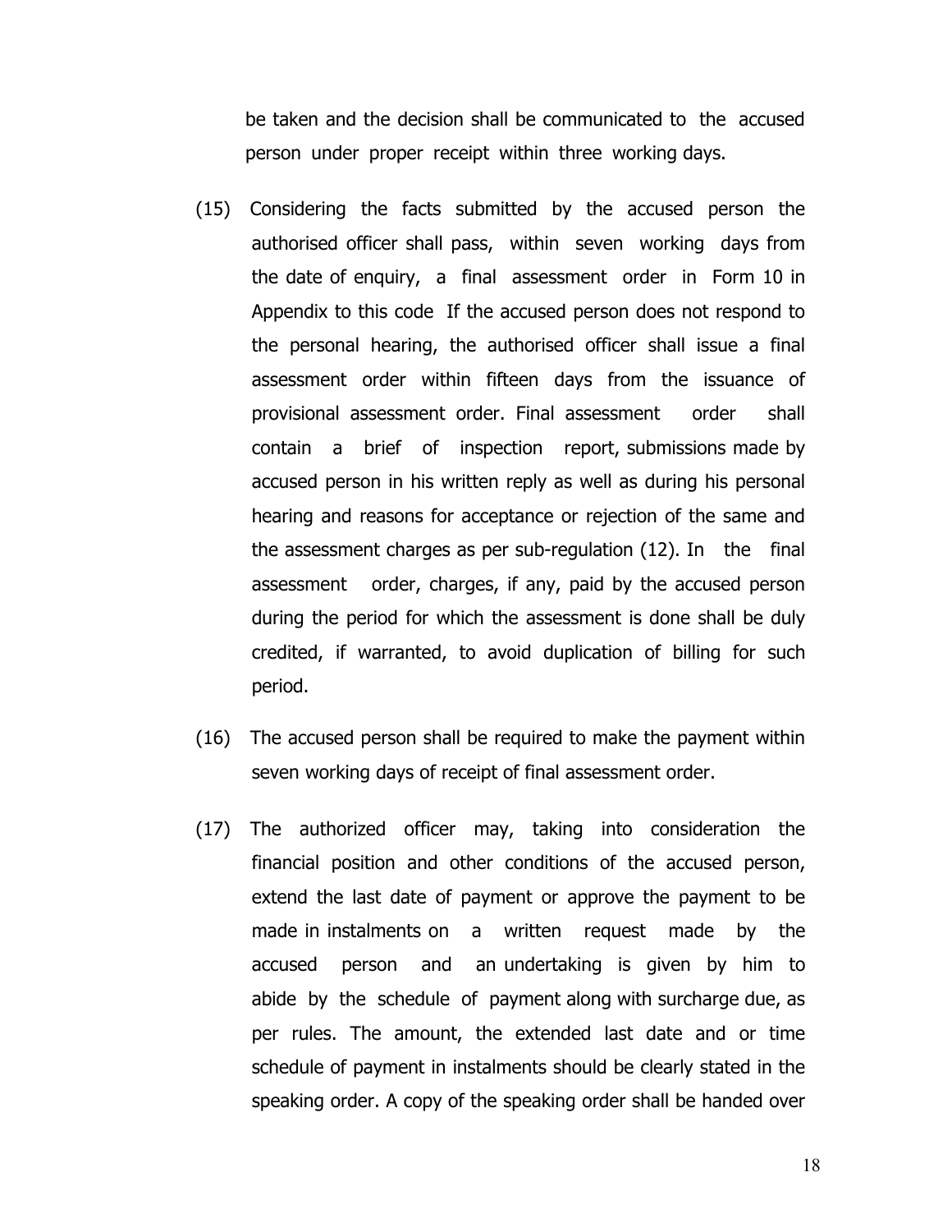be taken and the decision shall be communicated to the accused person under proper receipt within three working days.

(15) Considering the facts submitted by the accused person the authorised officer shall pass, within seven working days from the date of enquiry, a final assessment order in Form 10 in Appendix to this code If the accused person does not respond to the personal hearing, the authorised officer shall issue a final assessment order within fifteen days from the issuance of provisional assessment order. Final assessment order shall contain a brief of inspection report, submissions made by accused person in his written reply as well as during his personal hearing and reasons for acceptance or rejection of the same and the assessment charges as per sub-regulation (12). In the final assessment order, charges, if any, paid by the accused person during the period for which the assessment is done shall be duly credited, if warranted, to avoid duplication of billing for such period.

(16) The accused person shall be required to make the payment within seven working days of receipt of final assessment order.

(17) The authorized officer may, taking into consideration the financial position and other conditions of the accused person, extend the last date of payment or approve the payment to be made in instalments on a written request made by the accused person and an undertaking is given by him to abide by the schedule of payment along with surcharge due, as per rules. The amount, the extended last date and or time schedule of payment in instalments should be clearly stated in the speaking order. A copy of the speaking order shall be handed over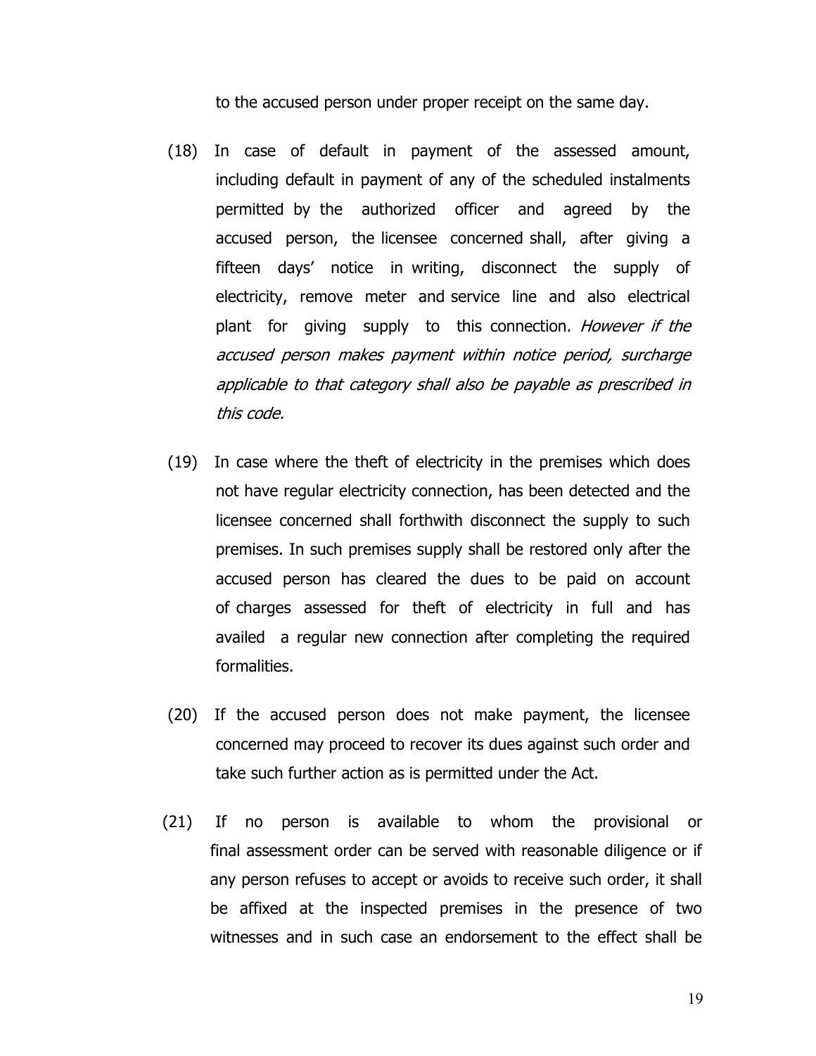to the accused person under proper receipt on the same day.

(18) In case of default in payment of the assessed amount, including default in payment of any of the scheduled instalments permitted by the authorized officer and agreed by the accused person, the licensee concerned shall, after giving a fifteen days' notice in writing, disconnect the supply of electricity, remove meter and service line and also electrical plant for giving supply to this connection. *However if the accused person makes payment within notice period, surcharge applicable to that category shall also be payable as prescribed in this code.*

(19) In case where the theft of electricity in the premises which does not have regular electricity connection, has been detected and the licensee concerned shall forthwith disconnect the supply to such premises. In such premises supply shall be restored only after the accused person has cleared the dues to be paid on account of charges assessed for theft of electricity in full and has availed a regular new connection after completing the required formalities.

(20) If the accused person does not make payment, the licensee concerned may proceed to recover its dues against such order and take such further action as is permitted under the Act.

(21) If no person is available to whom the provisional or final assessment order can be served with reasonable diligence or if any person refuses to accept or avoids to receive such order, it shall be affixed at the inspected premises in the presence of two witnesses and in such case an endorsement to the effect shall be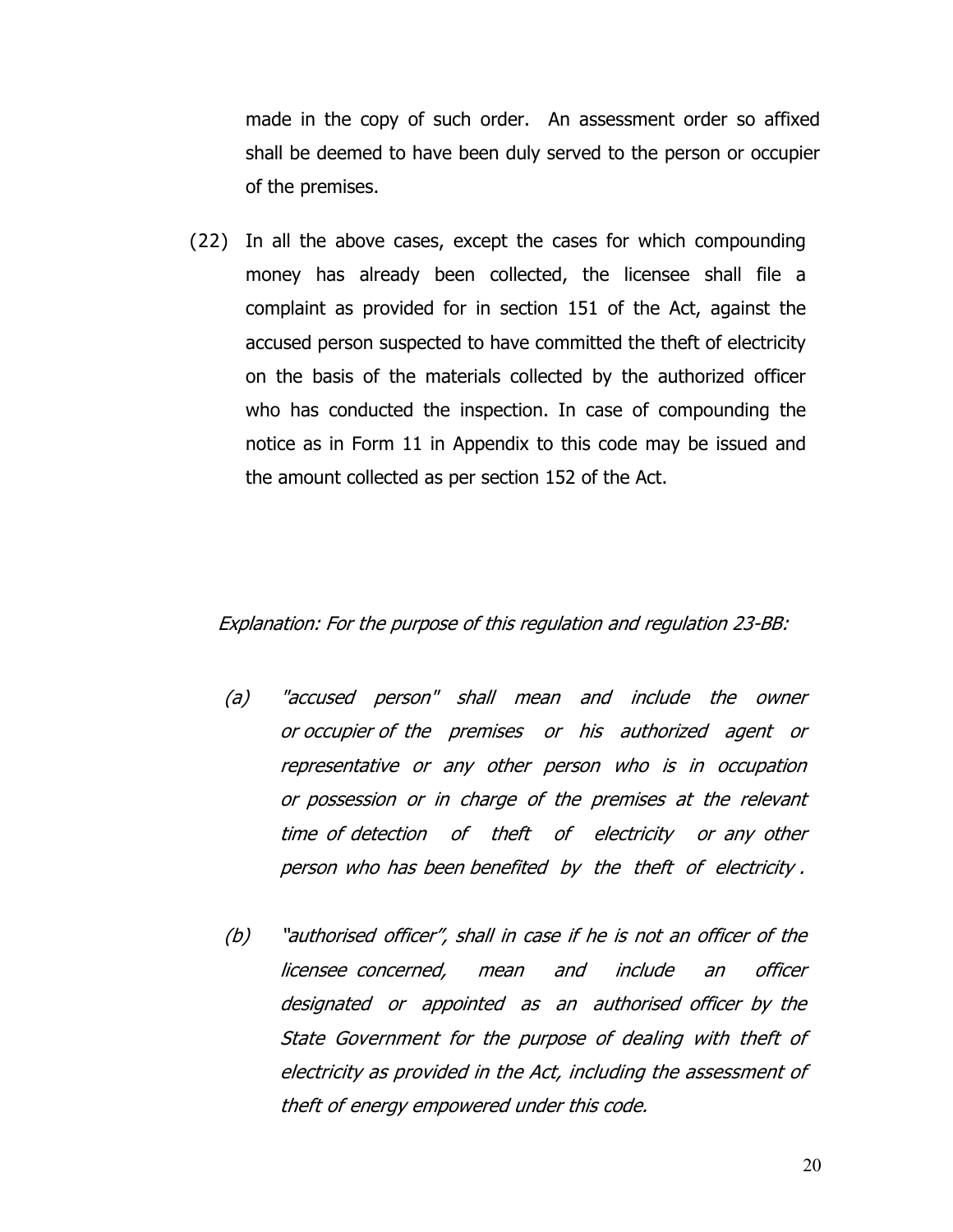made in the copy of such order. An assessment order so affixed shall be deemed to have been duly served to the person or occupier of the premises.

(22) In all the above cases, except the cases for which compounding money has already been collected, the licensee shall file a complaint as provided for in section 151 of the Act, against the accused person suspected to have committed the theft of electricity on the basis of the materials collected by the authorized officer who has conducted the inspection. In case of compounding the notice as in Form 11 in Appendix to this code may be issued and the amount collected as per section 152 of the Act.

*Explanation: For the purpose of this regulation and regulation 23-BB:*

*(a) "accused person" shall mean and include the owner or occupier of the premises or his authorized agent or representative or any other person who is in occupation or possession or in charge of the premises at the relevant time of detection of theft of electricity or any other person who has been benefited by the theft of electricity .*

*(b) "authorised officer", shall in case if he is not an officer of the licensee concerned, mean and include an officer designated or appointed as an authorised officer by the State Government for the purpose of dealing with theft of electricity as provided in the Act, including the assessment of theft of energy empowered under this code.*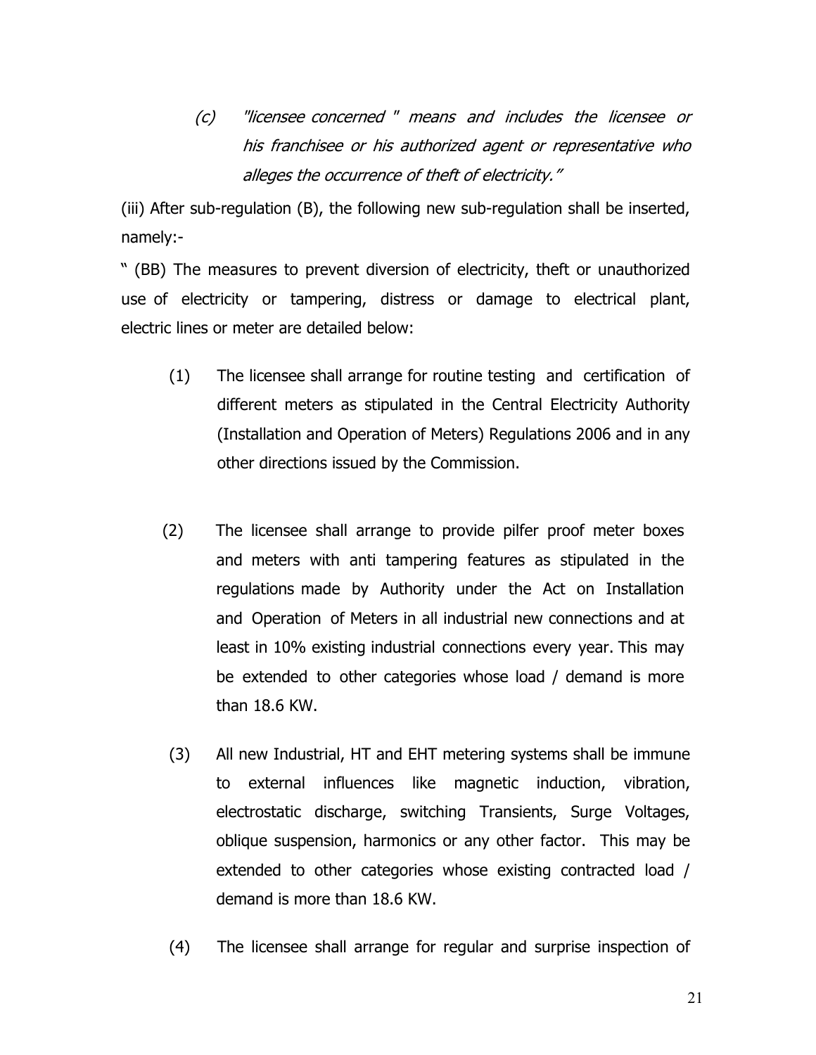*(c) "licensee concerned " means and includes the licensee or his franchisee or his authorized agent or representative who alleges the occurrence of theft of electricity."*

(iii) After sub-regulation (B), the following new sub-regulation shall be inserted, namely:-

" (BB) The measures to prevent diversion of electricity, theft or unauthorized use of electricity or tampering, distress or damage to electrical plant, electric lines or meter are detailed below:

(1) The licensee shall arrange for routine testing and certification of different meters as stipulated in the Central Electricity Authority (Installation and Operation of Meters) Regulations 2006 and in any other directions issued by the Commission.

(2) The licensee shall arrange to provide pilfer proof meter boxes and meters with anti tampering features as stipulated in the regulations made by Authority under the Act on Installation and Operation of Meters in all industrial new connections and at least in 10% existing industrial connections every year. This may be extended to other categories whose load / demand is more than 18.6 KW.

(3) All new Industrial, HT and EHT metering systems shall be immune to external influences like magnetic induction, vibration, electrostatic discharge, switching Transients, Surge Voltages, oblique suspension, harmonics or any other factor. This may be extended to other categories whose existing contracted load / demand is more than 18.6 KW.

(4) The licensee shall arrange for regular and surprise inspection of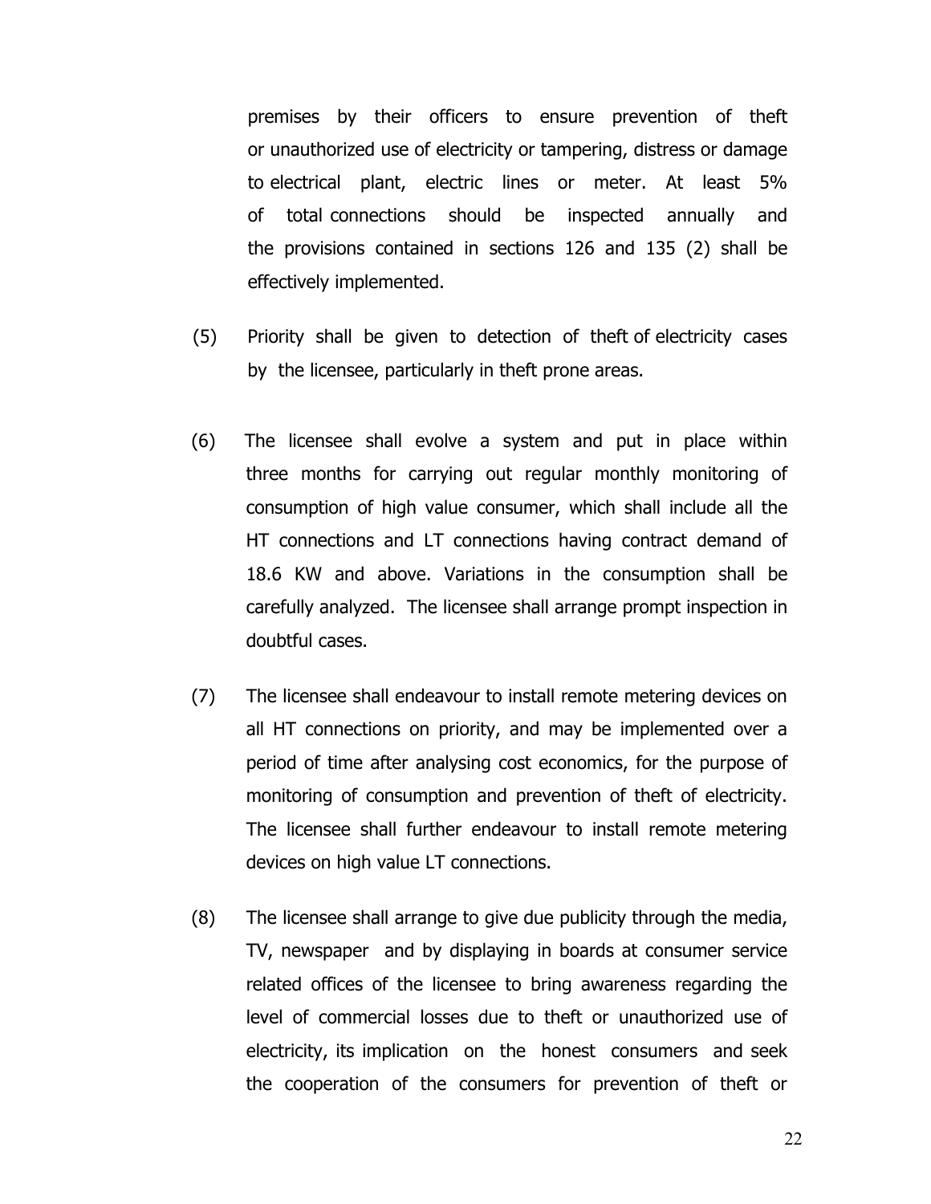premises by their officers to ensure prevention of theft or unauthorized use of electricity or tampering, distress or damage to electrical plant, electric lines or meter. At least 5% of total connections should be inspected annually and the provisions contained in sections 126 and 135 (2) shall be effectively implemented.

(5) Priority shall be given to detection of theft of electricity cases by the licensee, particularly in theft prone areas.

(6) The licensee shall evolve a system and put in place within three months for carrying out regular monthly monitoring of consumption of high value consumer, which shall include all the HT connections and LT connections having contract demand of 18.6 KW and above. Variations in the consumption shall be carefully analyzed. The licensee shall arrange prompt inspection in doubtful cases.

(7) The licensee shall endeavour to install remote metering devices on all HT connections on priority, and may be implemented over a period of time after analysing cost economics, for the purpose of monitoring of consumption and prevention of theft of electricity. The licensee shall further endeavour to install remote metering devices on high value LT connections.

(8) The licensee shall arrange to give due publicity through the media, TV, newspaper and by displaying in boards at consumer service related offices of the licensee to bring awareness regarding the level of commercial losses due to theft or unauthorized use of electricity, its implication on the honest consumers and seek the cooperation of the consumers for prevention of theft or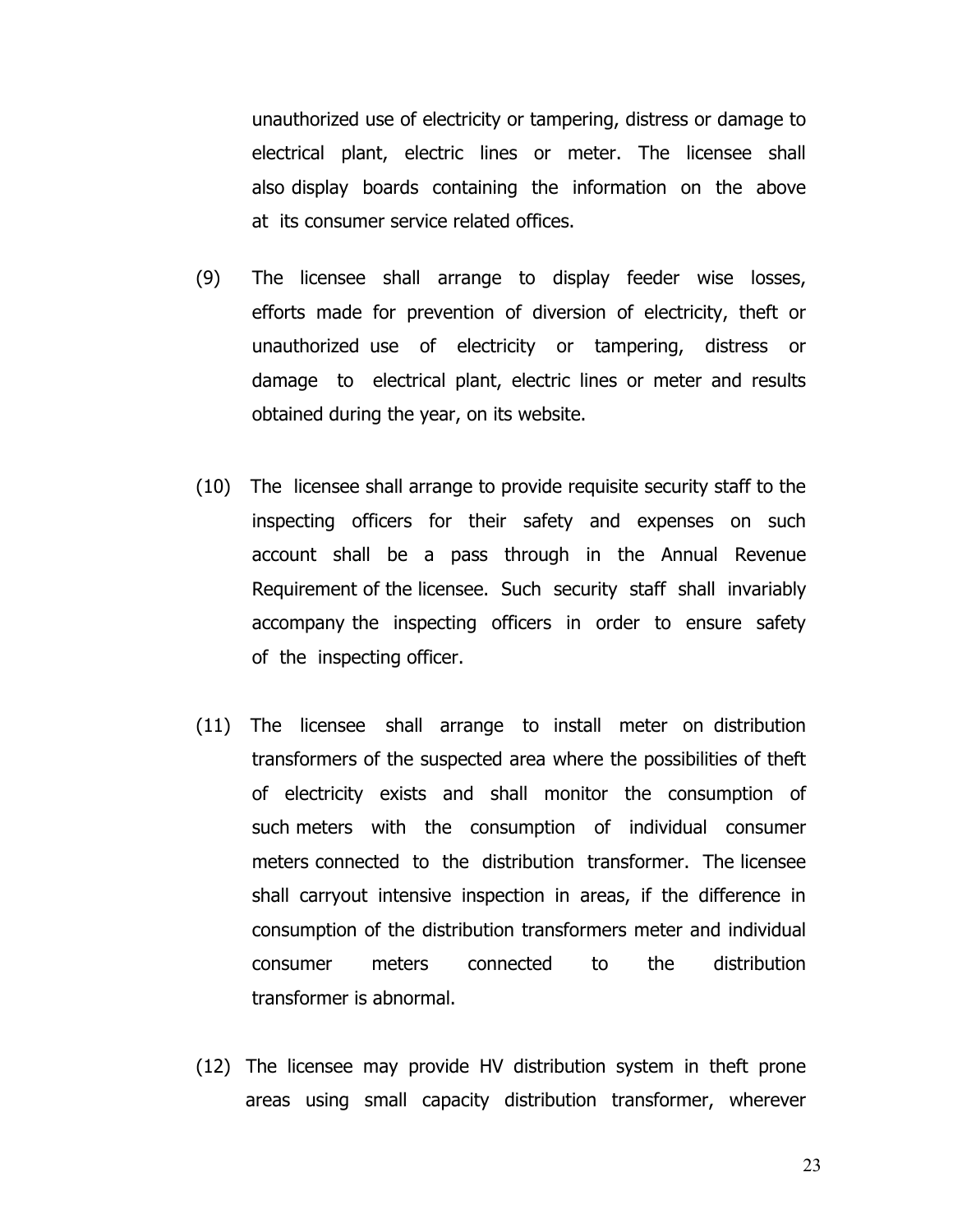unauthorized use of electricity or tampering, distress or damage to electrical plant, electric lines or meter. The licensee shall also display boards containing the information on the above at its consumer service related offices.

(9) The licensee shall arrange to display feeder wise losses, efforts made for prevention of diversion of electricity, theft or unauthorized use of electricity or tampering, distress or damage to electrical plant, electric lines or meter and results obtained during the year, on its website.

(10) The licensee shall arrange to provide requisite security staff to the inspecting officers for their safety and expenses on such account shall be a pass through in the Annual Revenue Requirement of the licensee. Such security staff shall invariably accompany the inspecting officers in order to ensure safety of the inspecting officer.

(11) The licensee shall arrange to install meter on distribution transformers of the suspected area where the possibilities of theft of electricity exists and shall monitor the consumption of such meters with the consumption of individual consumer meters connected to the distribution transformer. The licensee shall carryout intensive inspection in areas, if the difference in consumption of the distribution transformers meter and individual consumer meters connected to the distribution transformer is abnormal.

(12) The licensee may provide HV distribution system in theft prone areas using small capacity distribution transformer, wherever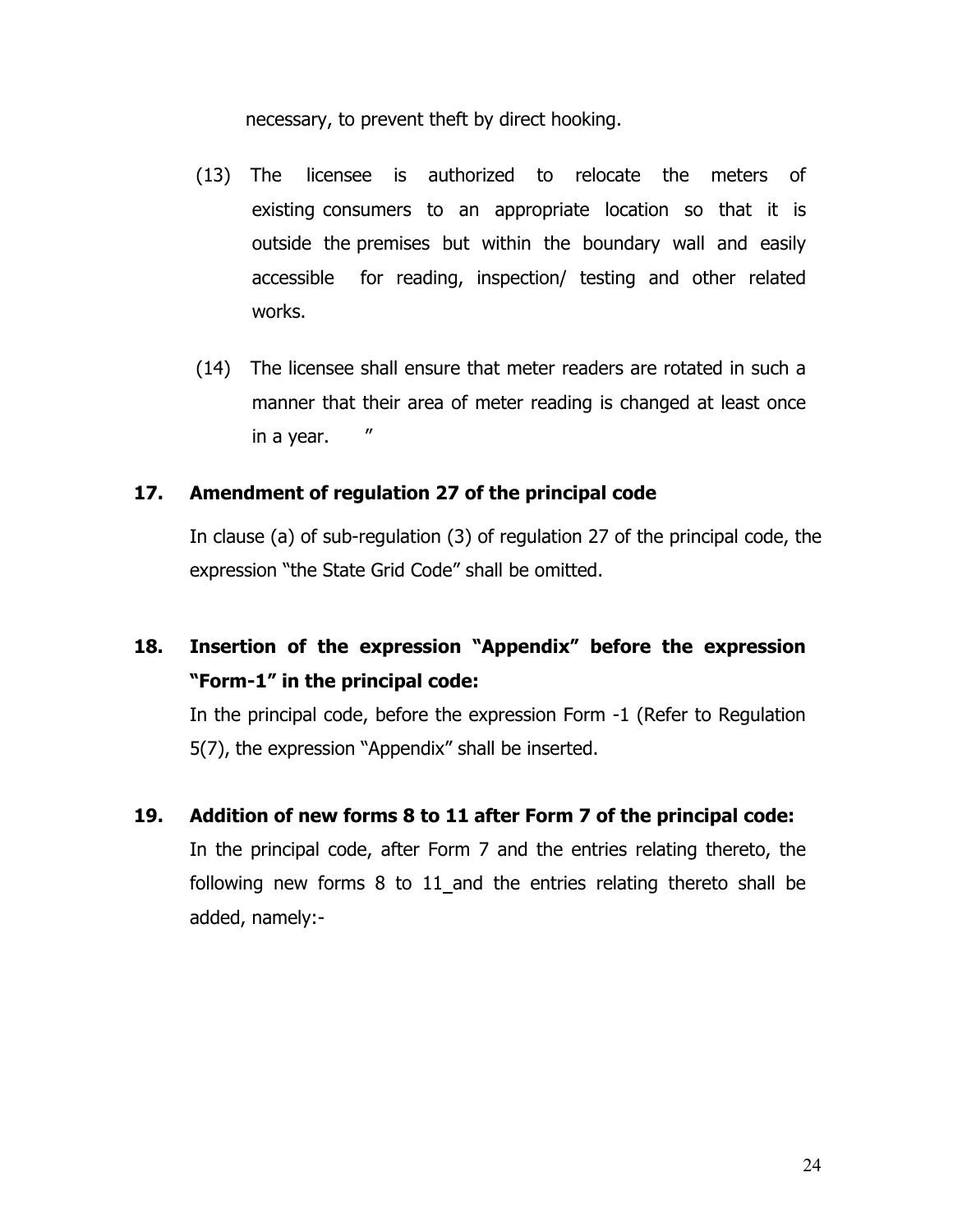necessary, to prevent theft by direct hooking.

(13) The licensee is authorized to relocate the meters of existing consumers to an appropriate location so that it is outside the premises but within the boundary wall and easily accessible for reading, inspection/ testing and other related works.

(14) The licensee shall ensure that meter readers are rotated in such a manner that their area of meter reading is changed at least once in a year. ”

**17. Amendment of regulation 27 of the principal code**

In clause (a) of sub-regulation (3) of regulation 27 of the principal code, the expression “the State Grid Code” shall be omitted.

**18. Insertion of the expression “Appendix” before the expression “Form-1” in the principal code:**

In the principal code, before the expression Form -1 (Refer to Regulation 5(7), the expression “Appendix” shall be inserted.

**19. Addition of new forms 8 to 11 after Form 7 of the principal code:**

In the principal code, after Form 7 and the entries relating thereto, the following new forms 8 to 11_and the entries relating thereto shall be added, namely:-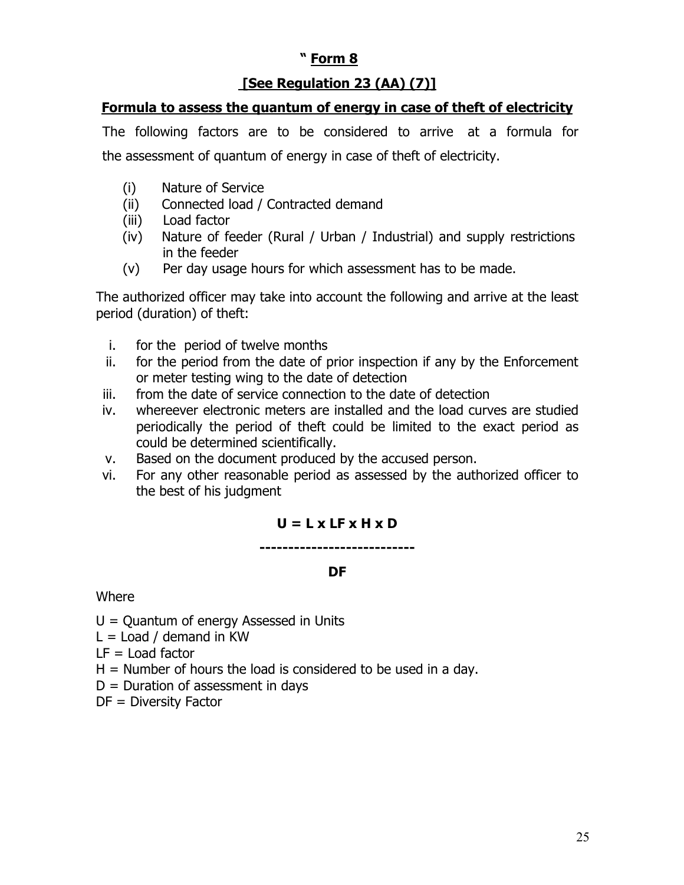**" Form 8**

**[See Regulation 23 (AA) (7)]**

**Formula to assess the quantum of energy in case of theft of electricity**

The following factors are to be considered to arrive at a formula for the assessment of quantum of energy in case of theft of electricity.

- (i) Nature of Service
- (ii) Connected load / Contracted demand
- (iii) Load factor
- (iv) Nature of feeder (Rural / Urban / Industrial) and supply restrictions in the feeder
- (v) Per day usage hours for which assessment has to be made.

The authorized officer may take into account the following and arrive at the least period (duration) of theft:

- i. for the period of twelve months
- ii. for the period from the date of prior inspection if any by the Enforcement or meter testing wing to the date of detection
- iii. from the date of service connection to the date of detection
- iv. whereever electronic meters are installed and the load curves are studied periodically the period of theft could be limited to the exact period as could be determined scientifically.
- v. Based on the document produced by the accused person.
- vi. For any other reasonable period as assessed by the authorized officer to the best of his judgment

$$U = \frac{L \times LF \times H \times D}{DF}$$

Where

U = Quantum of energy Assessed in Units

L = Load / demand in KW

LF = Load factor

H = Number of hours the load is considered to be used in a day.

D = Duration of assessment in days

DF = Diversity Factor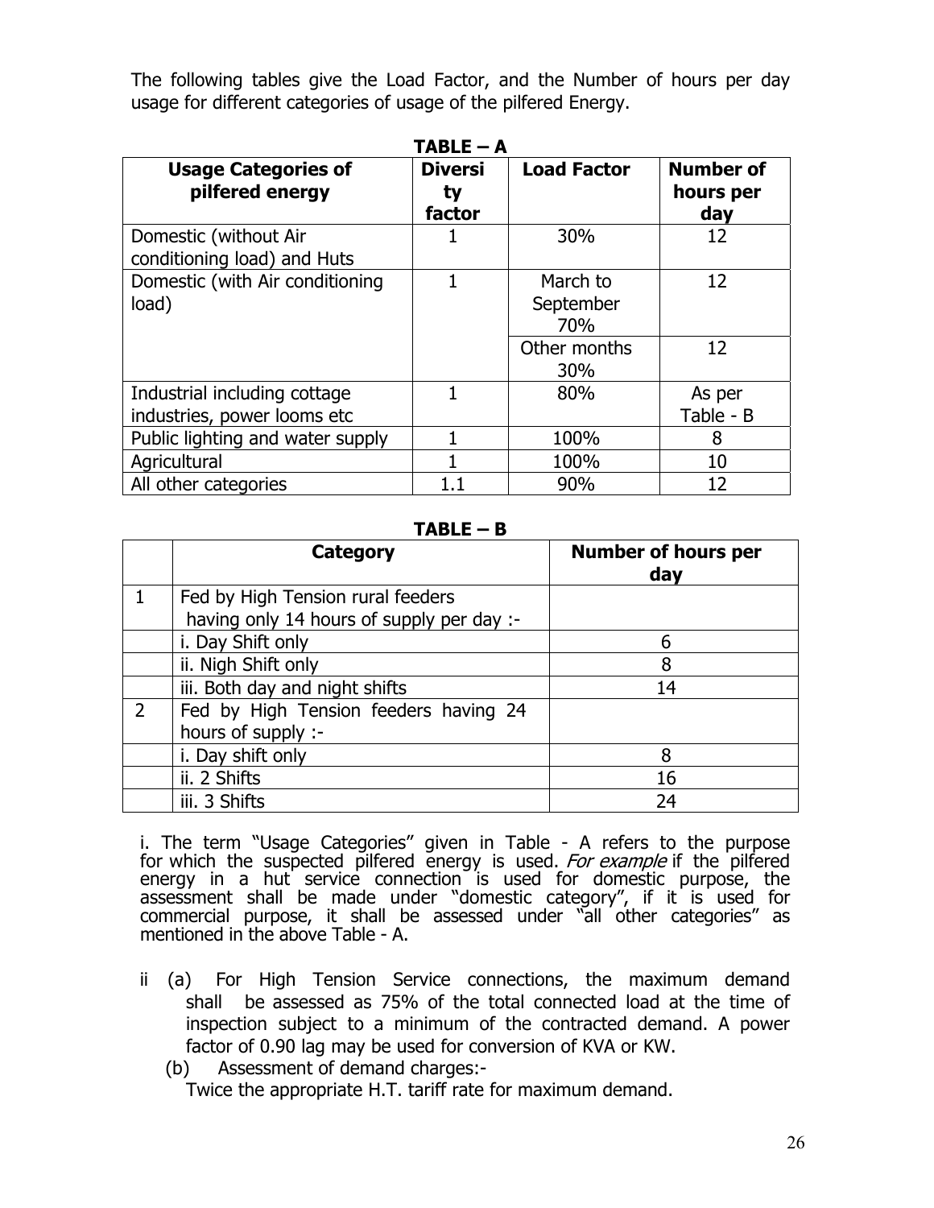The following tables give the Load Factor, and the Number of hours per day usage for different categories of usage of the pilfered Energy.

**TABLE – A**

| Usage Categories of pilfered energy | Diversity factor | Load Factor | Number of hours per day |
|---|---|---|---|
| Domestic (without Air conditioning load) and Huts | 1 | 30% | 12 |
| Domestic (with Air conditioning load) | 1 | March to September 70% | 12 |
| | | Other months 30% | 12 |
| Industrial including cottage industries, power looms etc | 1 | 80% | As per Table - B |
| Public lighting and water supply | 1 | 100% | 8 |
| Agricultural | 1 | 100% | 10 |
| All other categories | 1.1 | 90% | 12 |

**TABLE – B**

| | Category | Number of hours per day |
|---|---|---|
| 1 | Fed by High Tension rural feeders having only 14 hours of supply per day :- | |
| | i. Day Shift only | 6 |
| | ii. Nigh Shift only | 8 |
| | iii. Both day and night shifts | 14 |
| 2 | Fed by High Tension feeders having 24 hours of supply :- | |
| | i. Day shift only | 8 |
| | ii. 2 Shifts | 16 |
| | iii. 3 Shifts | 24 |

i. The term "Usage Categories" given in Table - A refers to the purpose for which the suspected pilfered energy is used. *For example* if the pilfered energy in a hut service connection is used for domestic purpose, the assessment shall be made under "domestic category", if it is used for commercial purpose, it shall be assessed under "all other categories" as mentioned in the above Table - A.

ii (a) For High Tension Service connections, the maximum demand shall be assessed as 75% of the total connected load at the time of inspection subject to a minimum of the contracted demand. A power factor of 0.90 lag may be used for conversion of KVA or KW.

(b) Assessment of demand charges:-

Twice the appropriate H.T. tariff rate for maximum demand.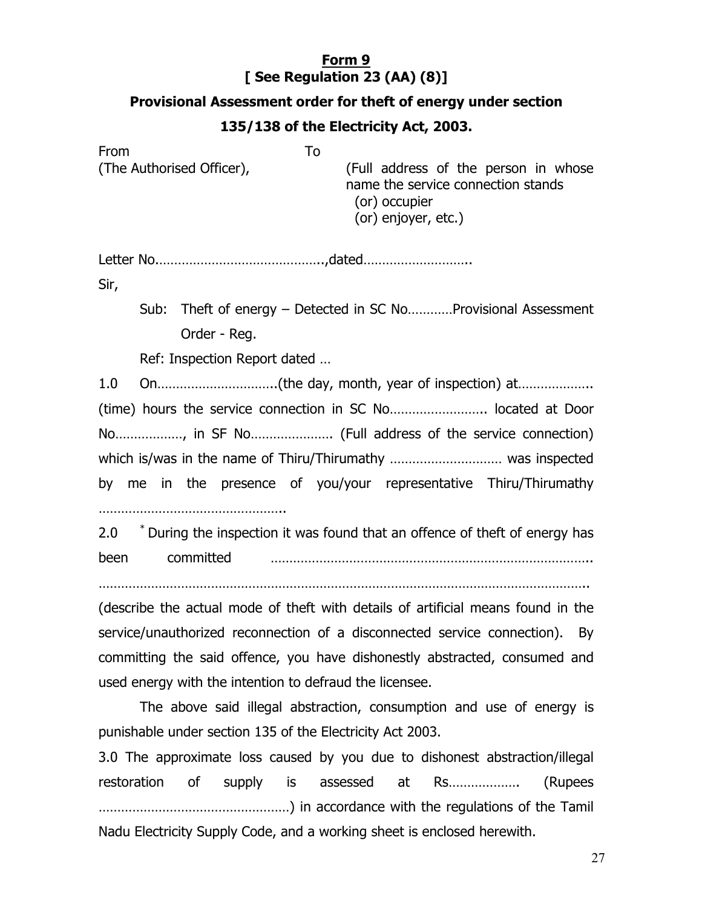**Form 9**
**[ See Regulation 23 (AA) (8)]**

**Provisional Assessment order for theft of energy under section 135/138 of the Electricity Act, 2003.**

From
(The Authorised Officer),

To
(Full address of the person in whose name the service connection stands
(or) occupier
(or) enjoyer, etc.)

Letter No…………………………………….,dated………………………..

Sir,

Sub: Theft of energy – Detected in SC No…………Provisional Assessment Order - Reg.

Ref: Inspection Report dated …

1.0 On…………………………..(the day, month, year of inspection) at……………….. (time) hours the service connection in SC No…………………….. located at Door No………………, in SF No…………………. (Full address of the service connection) which is/was in the name of Thiru/Thirumathy ………………………… was inspected by me in the presence of you/your representative Thiru/Thirumathy …………………………………………..

2.0 * During the inspection it was found that an offence of theft of energy has been committed ……………………………………………………………………….. ……………………………………………………………………………………………………….. (describe the actual mode of theft with details of artificial means found in the service/unauthorized reconnection of a disconnected service connection). By committing the said offence, you have dishonestly abstracted, consumed and used energy with the intention to defraud the licensee.

The above said illegal abstraction, consumption and use of energy is punishable under section 135 of the Electricity Act 2003.

3.0 The approximate loss caused by you due to dishonest abstraction/illegal restoration of supply is assessed at Rs………………. (Rupees ……………………………………………) in accordance with the regulations of the Tamil Nadu Electricity Supply Code, and a working sheet is enclosed herewith.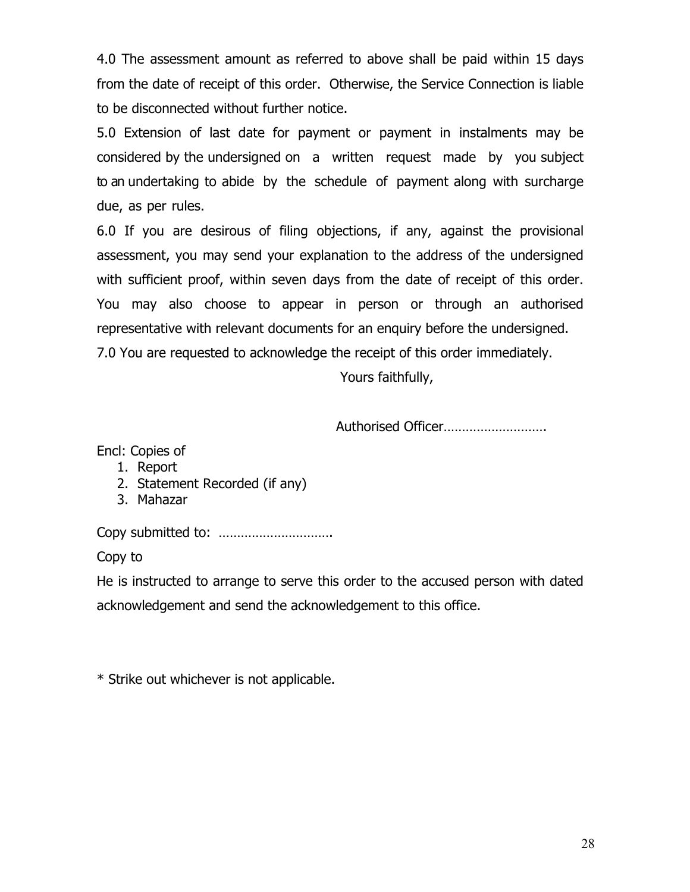4.0 The assessment amount as referred to above shall be paid within 15 days from the date of receipt of this order. Otherwise, the Service Connection is liable to be disconnected without further notice.

5.0 Extension of last date for payment or payment in instalments may be considered by the undersigned on a written request made by you subject to an undertaking to abide by the schedule of payment along with surcharge due, as per rules.

6.0 If you are desirous of filing objections, if any, against the provisional assessment, you may send your explanation to the address of the undersigned with sufficient proof, within seven days from the date of receipt of this order. You may also choose to appear in person or through an authorised representative with relevant documents for an enquiry before the undersigned.

7.0 You are requested to acknowledge the receipt of this order immediately.

Yours faithfully,

Authorised Officer……………………….

Encl: Copies of

1. Report
2. Statement Recorded (if any)
3. Mahazar

Copy submitted to: ………………………….

Copy to

He is instructed to arrange to serve this order to the accused person with dated acknowledgement and send the acknowledgement to this office.

* Strike out whichever is not applicable.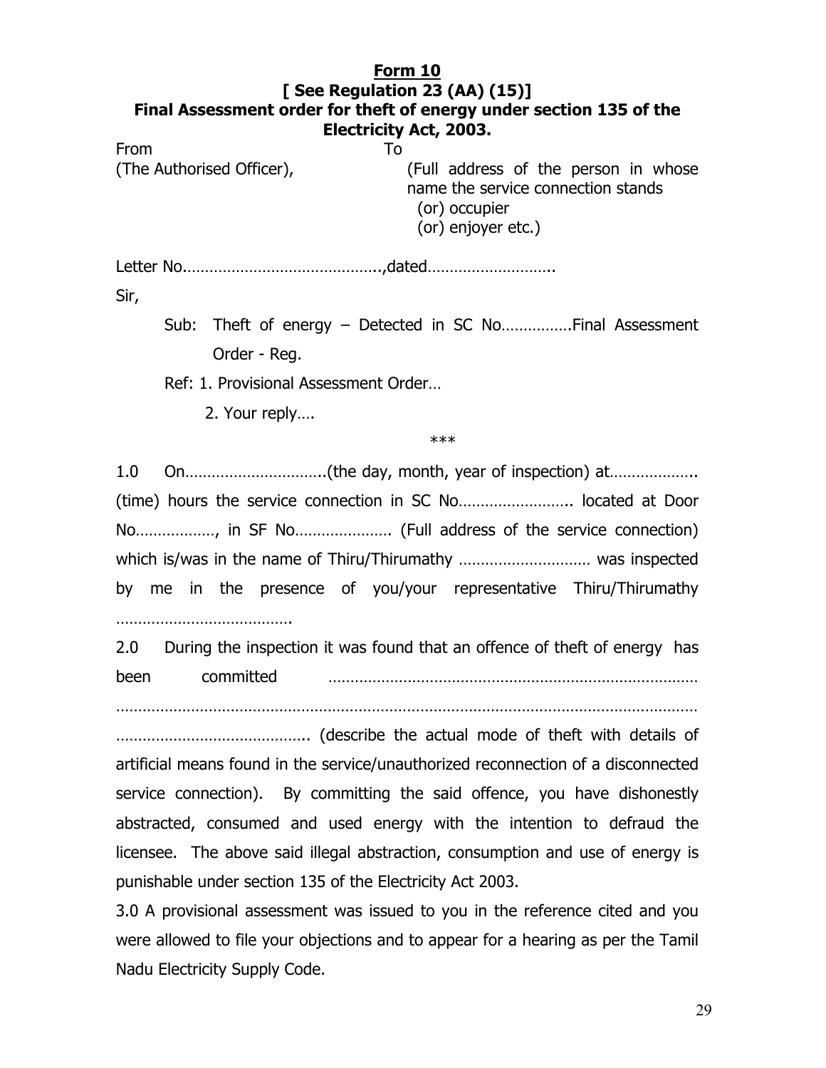**Form 10**

**[ See Regulation 23 (AA) (15)]**

**Final Assessment order for theft of energy under section 135 of the Electricity Act, 2003.**

From
(The Authorised Officer),

To
(Full address of the person in whose name the service connection stands
(or) occupier
(or) enjoyer etc.)

Letter No……………………………………..,dated……………………….

Sir,

Sub: Theft of energy – Detected in SC No…………….Final Assessment Order - Reg.

Ref: 1. Provisional Assessment Order…

2. Your reply….

***

1.0 On…………………………..(the day, month, year of inspection) at……………….. (time) hours the service connection in SC No…………………….. located at Door No………………, in SF No…………………. (Full address of the service connection) which is/was in the name of Thiru/Thirumathy ………………………… was inspected by me in the presence of you/your representative Thiru/Thirumathy ………………………………….

2.0 During the inspection it was found that an offence of theft of energy has been committed …………………………………………………………………………… …………………………………………………………………………………………………………… …………………………………….. (describe the actual mode of theft with details of artificial means found in the service/unauthorized reconnection of a disconnected service connection). By committing the said offence, you have dishonestly abstracted, consumed and used energy with the intention to defraud the licensee. The above said illegal abstraction, consumption and use of energy is punishable under section 135 of the Electricity Act 2003.

3.0 A provisional assessment was issued to you in the reference cited and you were allowed to file your objections and to appear for a hearing as per the Tamil Nadu Electricity Supply Code.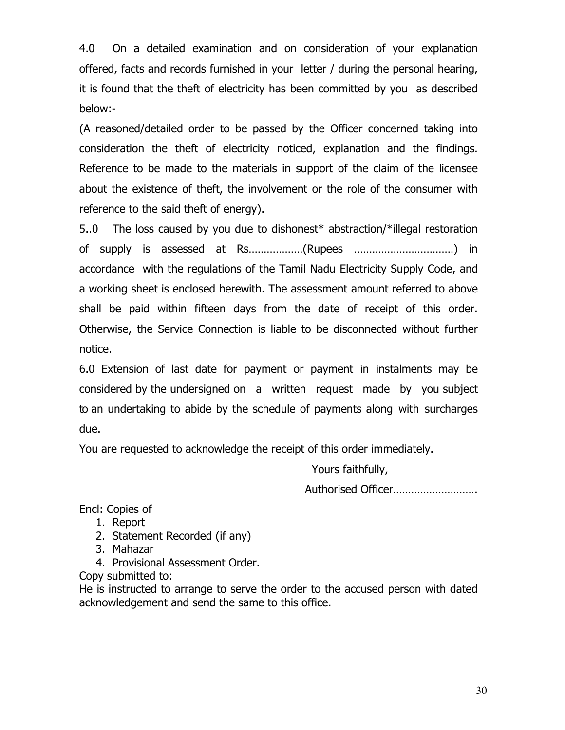4.0 On a detailed examination and on consideration of your explanation offered, facts and records furnished in your letter / during the personal hearing, it is found that the theft of electricity has been committed by you as described below:-

(A reasoned/detailed order to be passed by the Officer concerned taking into consideration the theft of electricity noticed, explanation and the findings. Reference to be made to the materials in support of the claim of the licensee about the existence of theft, the involvement or the role of the consumer with reference to the said theft of energy).

5..0 The loss caused by you due to dishonest* abstraction/*illegal restoration of supply is assessed at Rs………………(Rupees ……………………………) in accordance with the regulations of the Tamil Nadu Electricity Supply Code, and a working sheet is enclosed herewith. The assessment amount referred to above shall be paid within fifteen days from the date of receipt of this order. Otherwise, the Service Connection is liable to be disconnected without further notice.

6.0 Extension of last date for payment or payment in instalments may be considered by the undersigned on a written request made by you subject to an undertaking to abide by the schedule of payments along with surcharges due.

You are requested to acknowledge the receipt of this order immediately.

Yours faithfully,

Authorised Officer……………………….

Encl: Copies of

1. Report
2. Statement Recorded (if any)
3. Mahazar
4. Provisional Assessment Order.

Copy submitted to:

He is instructed to arrange to serve the order to the accused person with dated acknowledgement and send the same to this office.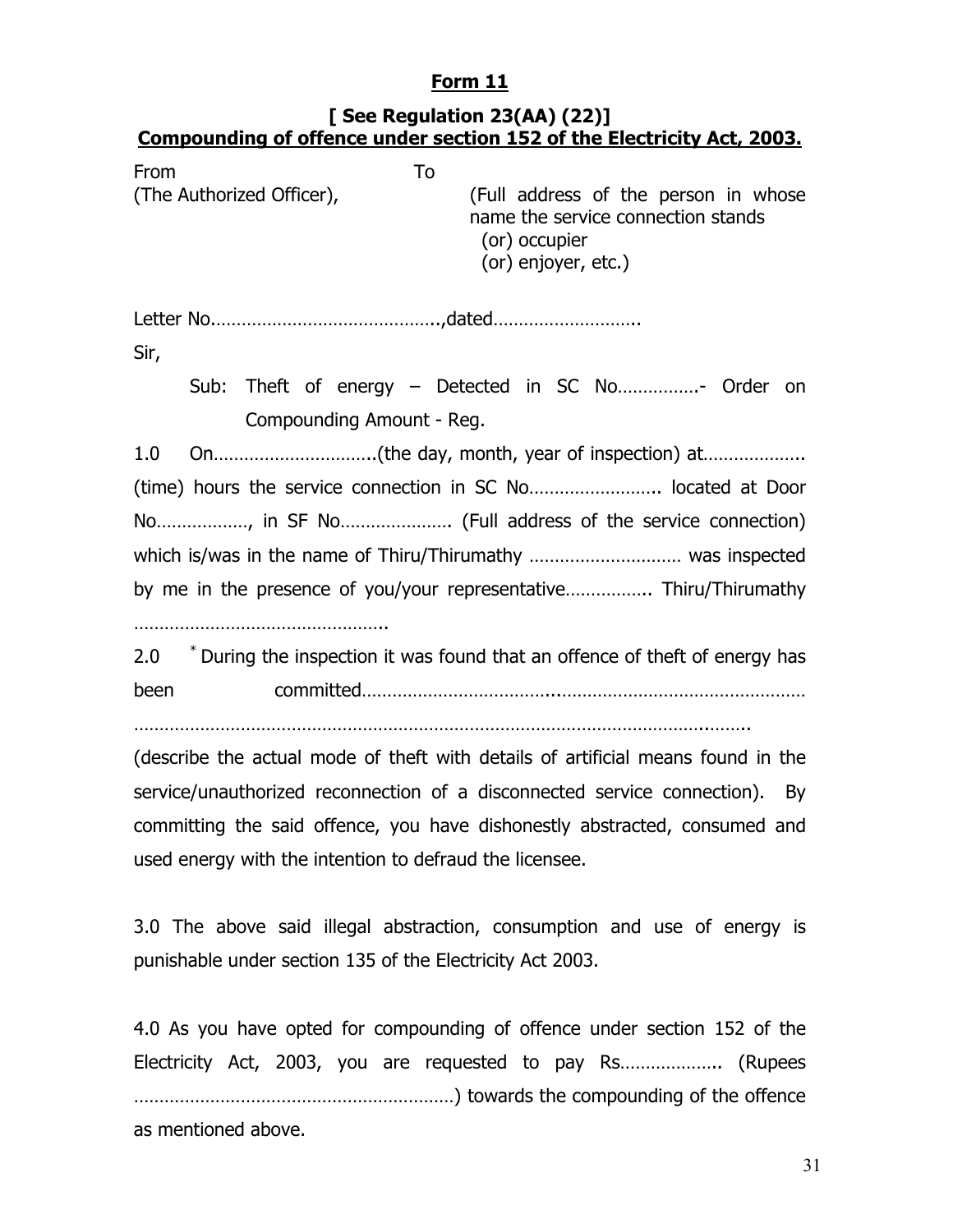**Form 11**

**[ See Regulation 23(AA) (22)]**
**Compounding of offence under section 152 of the Electricity Act, 2003.**

From
(The Authorized Officer),

To
(Full address of the person in whose name the service connection stands
(or) occupier
(or) enjoyer, etc.)

Letter No…………………………………….,dated……………………….

Sir,

Sub: Theft of energy – Detected in SC No…………….- Order on Compounding Amount - Reg.

1.0 On…………………………..(the day, month, year of inspection) at……………….. (time) hours the service connection in SC No…………………….. located at Door No………………, in SF No…………………. (Full address of the service connection) which is/was in the name of Thiru/Thirumathy ………………………… was inspected by me in the presence of you/your representative……………. Thiru/Thirumathy …………………………………………..

2.0 * During the inspection it was found that an offence of theft of energy has been committed……………………………..…………………………………………… ………………………………………………………………………………………….……. (describe the actual mode of theft with details of artificial means found in the service/unauthorized reconnection of a disconnected service connection). By committing the said offence, you have dishonestly abstracted, consumed and used energy with the intention to defraud the licensee.

3.0 The above said illegal abstraction, consumption and use of energy is punishable under section 135 of the Electricity Act 2003.

4.0 As you have opted for compounding of offence under section 152 of the Electricity Act, 2003, you are requested to pay Rs……………….. (Rupees ………………………………………………………) towards the compounding of the offence as mentioned above.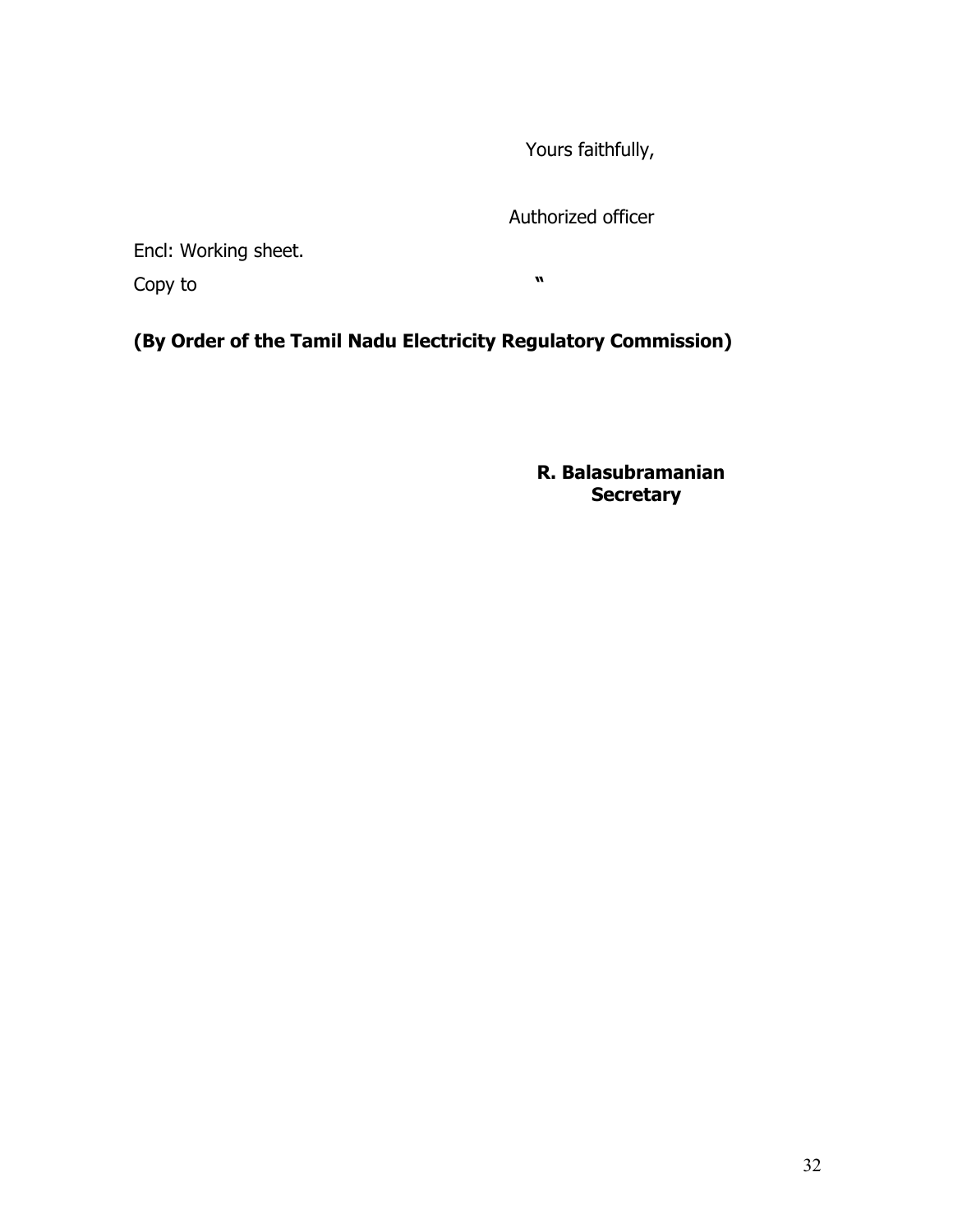Yours faithfully,

Authorized officer

Encl: Working sheet.

Copy to "

**(By Order of the Tamil Nadu Electricity Regulatory Commission)**

**R. Balasubramanian**
**Secretary**